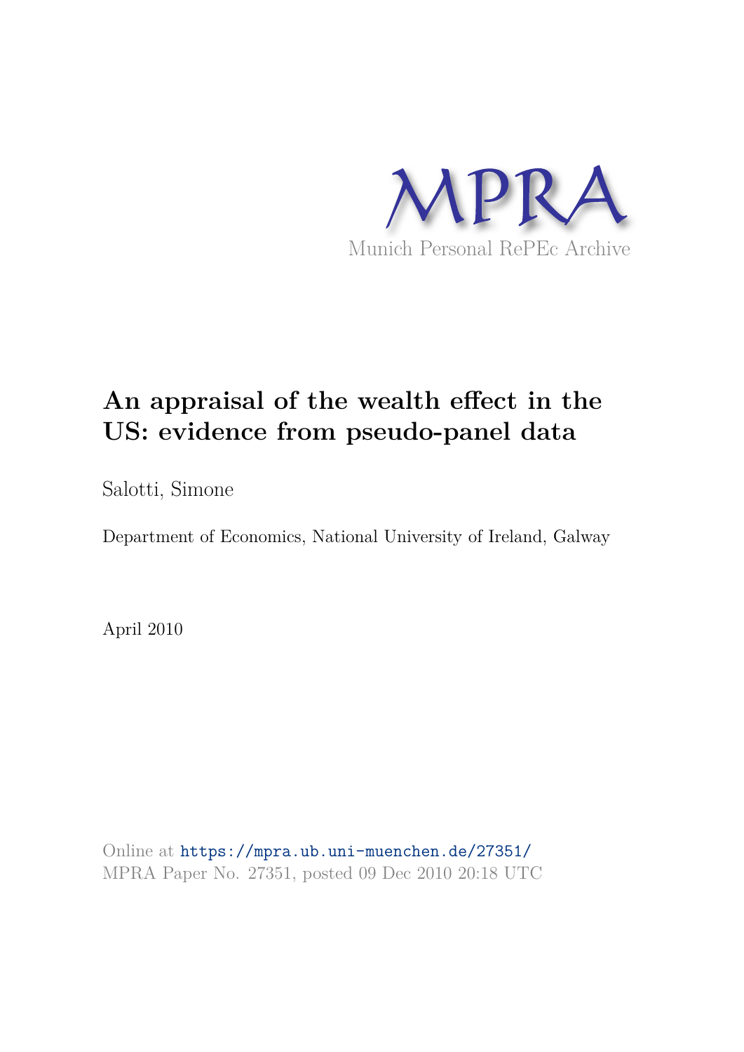MPRA

Munich Personal RePEc Archive

# An appraisal of the wealth effect in the US: evidence from pseudo-panel data

Salotti, Simone

Department of Economics, National University of Ireland, Galway

April 2010

Online at https://mpra.ub.uni-muenchen.de/27351/
MPRA Paper No. 27351, posted 09 Dec 2010 20:18 UTC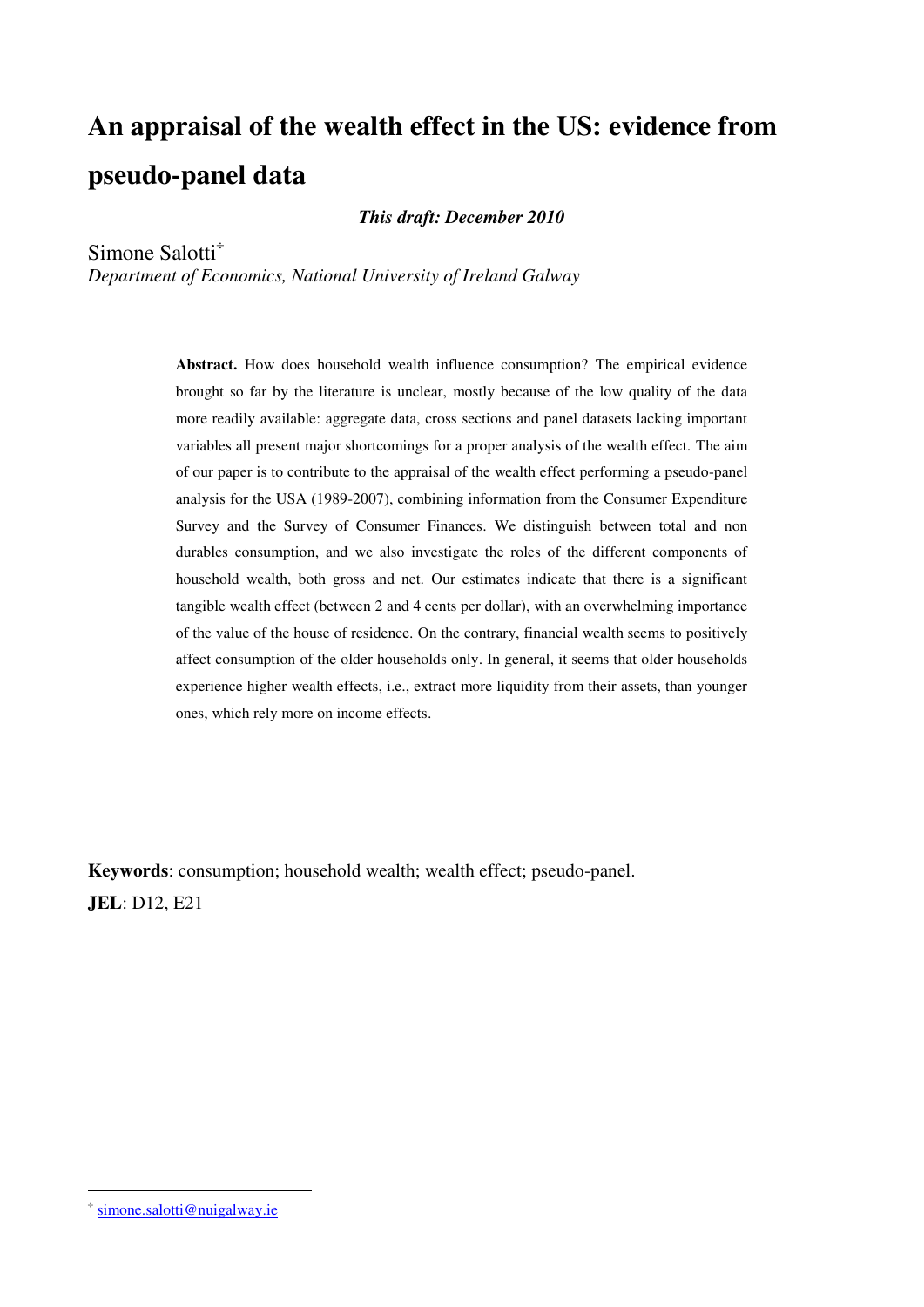# An appraisal of the wealth effect in the US: evidence from pseudo-panel data

***This draft: December 2010***

Simone Salotti[÷]

*Department of Economics, National University of Ireland Galway*

**Abstract.** How does household wealth influence consumption? The empirical evidence brought so far by the literature is unclear, mostly because of the low quality of the data more readily available: aggregate data, cross sections and panel datasets lacking important variables all present major shortcomings for a proper analysis of the wealth effect. The aim of our paper is to contribute to the appraisal of the wealth effect performing a pseudo-panel analysis for the USA (1989-2007), combining information from the Consumer Expenditure Survey and the Survey of Consumer Finances. We distinguish between total and non durables consumption, and we also investigate the roles of the different components of household wealth, both gross and net. Our estimates indicate that there is a significant tangible wealth effect (between 2 and 4 cents per dollar), with an overwhelming importance of the value of the house of residence. On the contrary, financial wealth seems to positively affect consumption of the older households only. In general, it seems that older households experience higher wealth effects, i.e., extract more liquidity from their assets, than younger ones, which rely more on income effects.

**Keywords**: consumption; household wealth; wealth effect; pseudo-panel.

**JEL**: D12, E21

---

[÷] simone.salotti@nuigalway.ie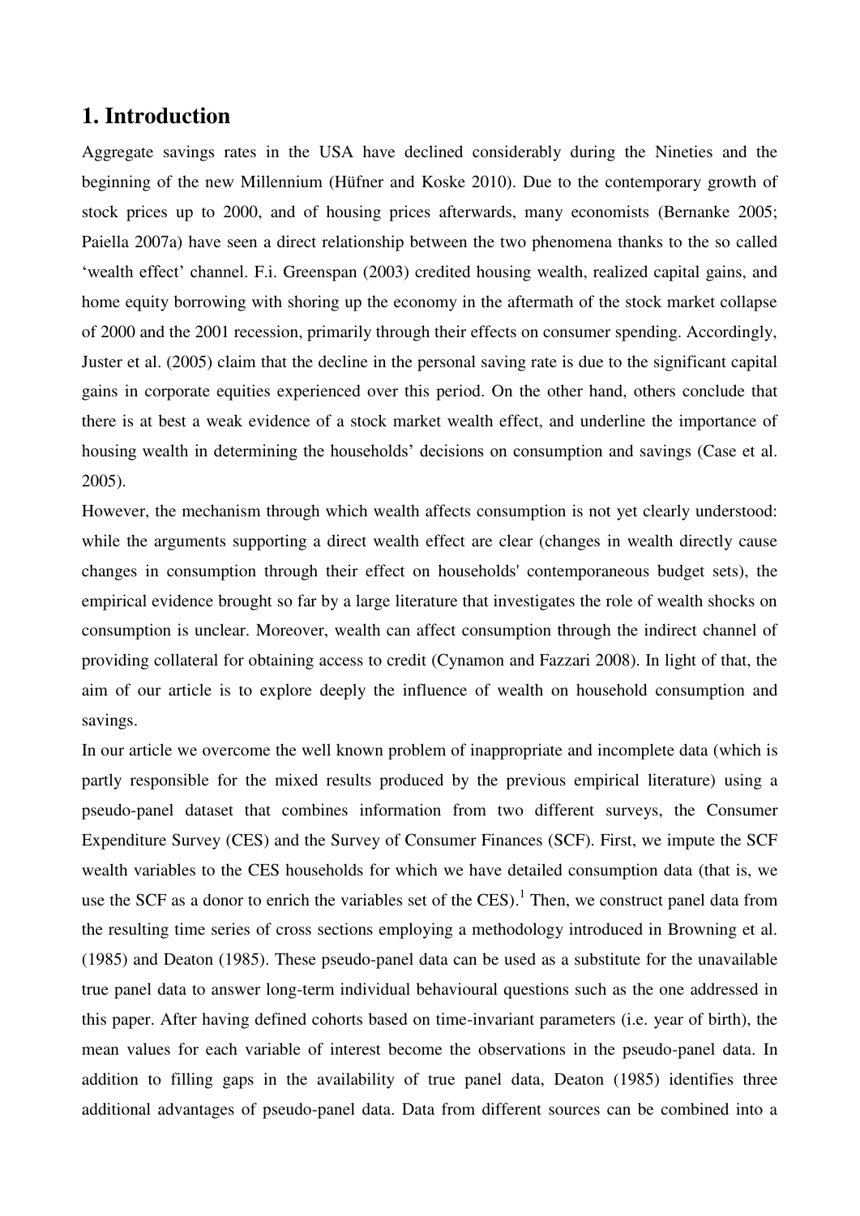# 1. Introduction

Aggregate savings rates in the USA have declined considerably during the Nineties and the beginning of the new Millennium (Hüfner and Koske 2010). Due to the contemporary growth of stock prices up to 2000, and of housing prices afterwards, many economists (Bernanke 2005; Paiella 2007a) have seen a direct relationship between the two phenomena thanks to the so called 'wealth effect' channel. F.i. Greenspan (2003) credited housing wealth, realized capital gains, and home equity borrowing with shoring up the economy in the aftermath of the stock market collapse of 2000 and the 2001 recession, primarily through their effects on consumer spending. Accordingly, Juster et al. (2005) claim that the decline in the personal saving rate is due to the significant capital gains in corporate equities experienced over this period. On the other hand, others conclude that there is at best a weak evidence of a stock market wealth effect, and underline the importance of housing wealth in determining the households' decisions on consumption and savings (Case et al. 2005).

However, the mechanism through which wealth affects consumption is not yet clearly understood: while the arguments supporting a direct wealth effect are clear (changes in wealth directly cause changes in consumption through their effect on households' contemporaneous budget sets), the empirical evidence brought so far by a large literature that investigates the role of wealth shocks on consumption is unclear. Moreover, wealth can affect consumption through the indirect channel of providing collateral for obtaining access to credit (Cynamon and Fazzari 2008). In light of that, the aim of our article is to explore deeply the influence of wealth on household consumption and savings.

In our article we overcome the well known problem of inappropriate and incomplete data (which is partly responsible for the mixed results produced by the previous empirical literature) using a pseudo-panel dataset that combines information from two different surveys, the Consumer Expenditure Survey (CES) and the Survey of Consumer Finances (SCF). First, we impute the SCF wealth variables to the CES households for which we have detailed consumption data (that is, we use the SCF as a donor to enrich the variables set of the CES).[1] Then, we construct panel data from the resulting time series of cross sections employing a methodology introduced in Browning et al. (1985) and Deaton (1985). These pseudo-panel data can be used as a substitute for the unavailable true panel data to answer long-term individual behavioural questions such as the one addressed in this paper. After having defined cohorts based on time-invariant parameters (i.e. year of birth), the mean values for each variable of interest become the observations in the pseudo-panel data. In addition to filling gaps in the availability of true panel data, Deaton (1985) identifies three additional advantages of pseudo-panel data. Data from different sources can be combined into a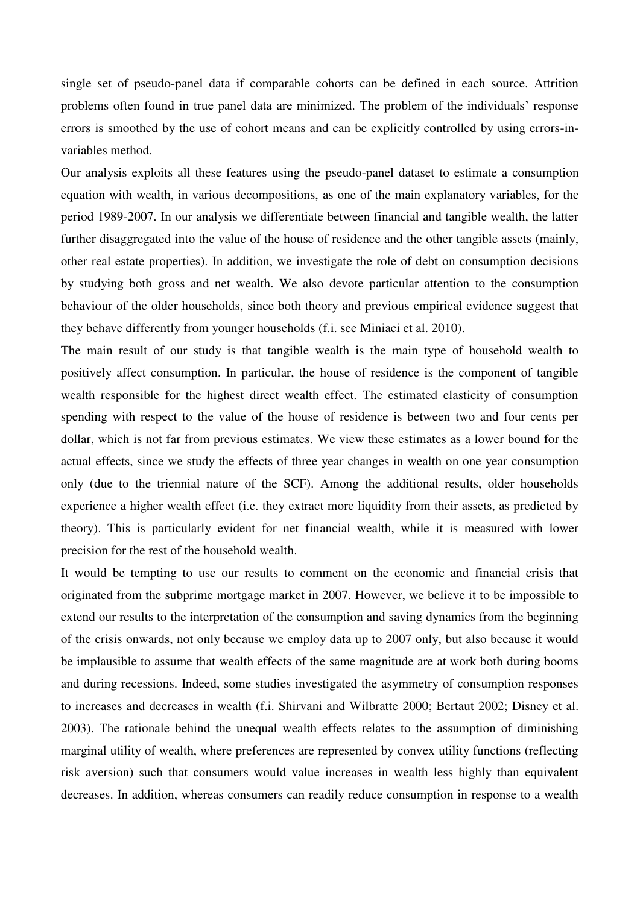single set of pseudo-panel data if comparable cohorts can be defined in each source. Attrition problems often found in true panel data are minimized. The problem of the individuals' response errors is smoothed by the use of cohort means and can be explicitly controlled by using errors-in-variables method.

Our analysis exploits all these features using the pseudo-panel dataset to estimate a consumption equation with wealth, in various decompositions, as one of the main explanatory variables, for the period 1989-2007. In our analysis we differentiate between financial and tangible wealth, the latter further disaggregated into the value of the house of residence and the other tangible assets (mainly, other real estate properties). In addition, we investigate the role of debt on consumption decisions by studying both gross and net wealth. We also devote particular attention to the consumption behaviour of the older households, since both theory and previous empirical evidence suggest that they behave differently from younger households (f.i. see Miniaci et al. 2010).

The main result of our study is that tangible wealth is the main type of household wealth to positively affect consumption. In particular, the house of residence is the component of tangible wealth responsible for the highest direct wealth effect. The estimated elasticity of consumption spending with respect to the value of the house of residence is between two and four cents per dollar, which is not far from previous estimates. We view these estimates as a lower bound for the actual effects, since we study the effects of three year changes in wealth on one year consumption only (due to the triennial nature of the SCF). Among the additional results, older households experience a higher wealth effect (i.e. they extract more liquidity from their assets, as predicted by theory). This is particularly evident for net financial wealth, while it is measured with lower precision for the rest of the household wealth.

It would be tempting to use our results to comment on the economic and financial crisis that originated from the subprime mortgage market in 2007. However, we believe it to be impossible to extend our results to the interpretation of the consumption and saving dynamics from the beginning of the crisis onwards, not only because we employ data up to 2007 only, but also because it would be implausible to assume that wealth effects of the same magnitude are at work both during booms and during recessions. Indeed, some studies investigated the asymmetry of consumption responses to increases and decreases in wealth (f.i. Shirvani and Wilbratte 2000; Bertaut 2002; Disney et al. 2003). The rationale behind the unequal wealth effects relates to the assumption of diminishing marginal utility of wealth, where preferences are represented by convex utility functions (reflecting risk aversion) such that consumers would value increases in wealth less highly than equivalent decreases. In addition, whereas consumers can readily reduce consumption in response to a wealth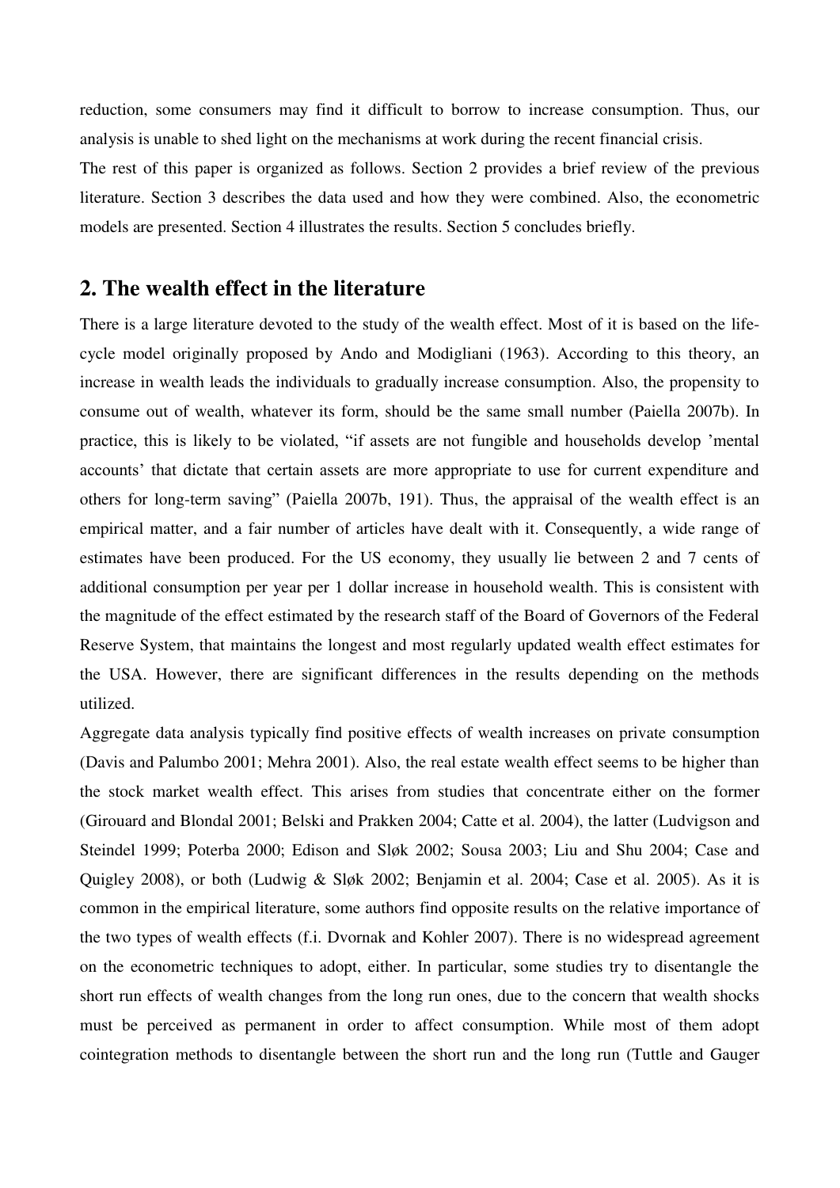reduction, some consumers may find it difficult to borrow to increase consumption. Thus, our analysis is unable to shed light on the mechanisms at work during the recent financial crisis.

The rest of this paper is organized as follows. Section 2 provides a brief review of the previous literature. Section 3 describes the data used and how they were combined. Also, the econometric models are presented. Section 4 illustrates the results. Section 5 concludes briefly.

## 2. The wealth effect in the literature

There is a large literature devoted to the study of the wealth effect. Most of it is based on the life-cycle model originally proposed by Ando and Modigliani (1963). According to this theory, an increase in wealth leads the individuals to gradually increase consumption. Also, the propensity to consume out of wealth, whatever its form, should be the same small number (Paiella 2007b). In practice, this is likely to be violated, "if assets are not fungible and households develop 'mental accounts' that dictate that certain assets are more appropriate to use for current expenditure and others for long-term saving" (Paiella 2007b, 191). Thus, the appraisal of the wealth effect is an empirical matter, and a fair number of articles have dealt with it. Consequently, a wide range of estimates have been produced. For the US economy, they usually lie between 2 and 7 cents of additional consumption per year per 1 dollar increase in household wealth. This is consistent with the magnitude of the effect estimated by the research staff of the Board of Governors of the Federal Reserve System, that maintains the longest and most regularly updated wealth effect estimates for the USA. However, there are significant differences in the results depending on the methods utilized.

Aggregate data analysis typically find positive effects of wealth increases on private consumption (Davis and Palumbo 2001; Mehra 2001). Also, the real estate wealth effect seems to be higher than the stock market wealth effect. This arises from studies that concentrate either on the former (Girouard and Blondal 2001; Belski and Prakken 2004; Catte et al. 2004), the latter (Ludvigson and Steindel 1999; Poterba 2000; Edison and Sløk 2002; Sousa 2003; Liu and Shu 2004; Case and Quigley 2008), or both (Ludwig & Sløk 2002; Benjamin et al. 2004; Case et al. 2005). As it is common in the empirical literature, some authors find opposite results on the relative importance of the two types of wealth effects (f.i. Dvornak and Kohler 2007). There is no widespread agreement on the econometric techniques to adopt, either. In particular, some studies try to disentangle the short run effects of wealth changes from the long run ones, due to the concern that wealth shocks must be perceived as permanent in order to affect consumption. While most of them adopt cointegration methods to disentangle between the short run and the long run (Tuttle and Gauger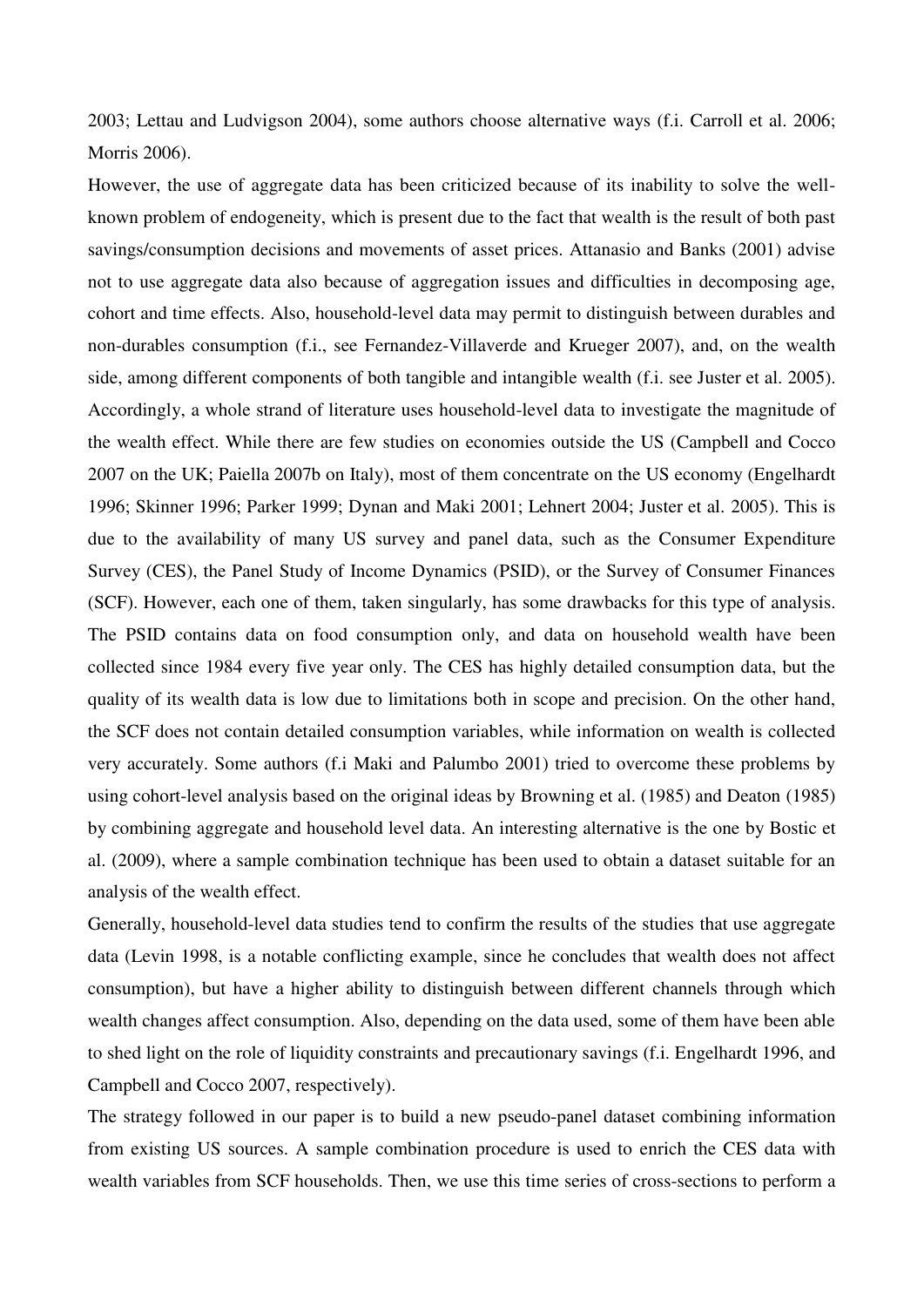2003; Lettau and Ludvigson 2004), some authors choose alternative ways (f.i. Carroll et al. 2006; Morris 2006).

However, the use of aggregate data has been criticized because of its inability to solve the well-known problem of endogeneity, which is present due to the fact that wealth is the result of both past savings/consumption decisions and movements of asset prices. Attanasio and Banks (2001) advise not to use aggregate data also because of aggregation issues and difficulties in decomposing age, cohort and time effects. Also, household-level data may permit to distinguish between durables and non-durables consumption (f.i., see Fernandez-Villaverde and Krueger 2007), and, on the wealth side, among different components of both tangible and intangible wealth (f.i. see Juster et al. 2005). Accordingly, a whole strand of literature uses household-level data to investigate the magnitude of the wealth effect. While there are few studies on economies outside the US (Campbell and Cocco 2007 on the UK; Paiella 2007b on Italy), most of them concentrate on the US economy (Engelhardt 1996; Skinner 1996; Parker 1999; Dynan and Maki 2001; Lehnert 2004; Juster et al. 2005). This is due to the availability of many US survey and panel data, such as the Consumer Expenditure Survey (CES), the Panel Study of Income Dynamics (PSID), or the Survey of Consumer Finances (SCF). However, each one of them, taken singularly, has some drawbacks for this type of analysis. The PSID contains data on food consumption only, and data on household wealth have been collected since 1984 every five year only. The CES has highly detailed consumption data, but the quality of its wealth data is low due to limitations both in scope and precision. On the other hand, the SCF does not contain detailed consumption variables, while information on wealth is collected very accurately. Some authors (f.i Maki and Palumbo 2001) tried to overcome these problems by using cohort-level analysis based on the original ideas by Browning et al. (1985) and Deaton (1985) by combining aggregate and household level data. An interesting alternative is the one by Bostic et al. (2009), where a sample combination technique has been used to obtain a dataset suitable for an analysis of the wealth effect.

Generally, household-level data studies tend to confirm the results of the studies that use aggregate data (Levin 1998, is a notable conflicting example, since he concludes that wealth does not affect consumption), but have a higher ability to distinguish between different channels through which wealth changes affect consumption. Also, depending on the data used, some of them have been able to shed light on the role of liquidity constraints and precautionary savings (f.i. Engelhardt 1996, and Campbell and Cocco 2007, respectively).

The strategy followed in our paper is to build a new pseudo-panel dataset combining information from existing US sources. A sample combination procedure is used to enrich the CES data with wealth variables from SCF households. Then, we use this time series of cross-sections to perform a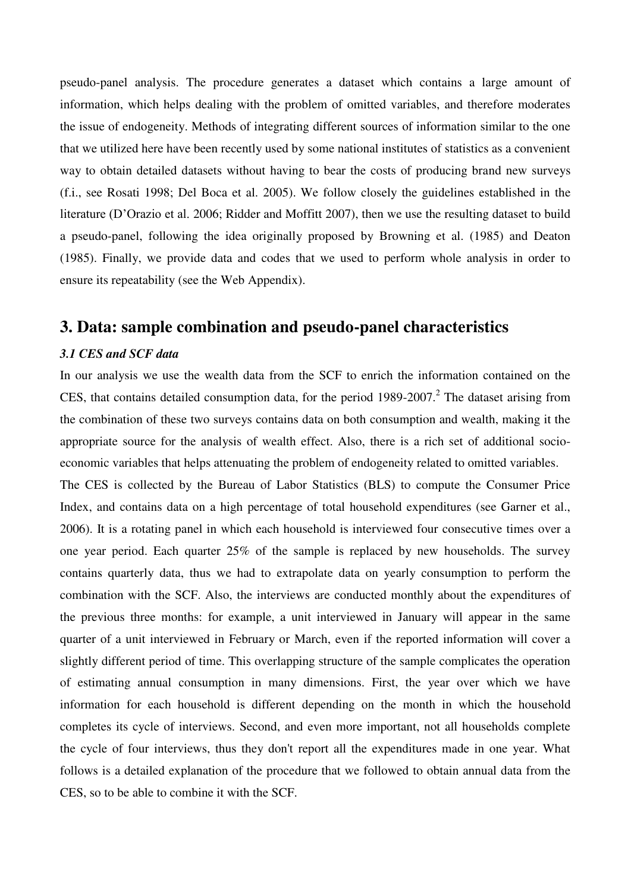pseudo-panel analysis. The procedure generates a dataset which contains a large amount of information, which helps dealing with the problem of omitted variables, and therefore moderates the issue of endogeneity. Methods of integrating different sources of information similar to the one that we utilized here have been recently used by some national institutes of statistics as a convenient way to obtain detailed datasets without having to bear the costs of producing brand new surveys (f.i., see Rosati 1998; Del Boca et al. 2005). We follow closely the guidelines established in the literature (D'Orazio et al. 2006; Ridder and Moffitt 2007), then we use the resulting dataset to build a pseudo-panel, following the idea originally proposed by Browning et al. (1985) and Deaton (1985). Finally, we provide data and codes that we used to perform whole analysis in order to ensure its repeatability (see the Web Appendix).

## 3. Data: sample combination and pseudo-panel characteristics

### *3.1 CES and SCF data*

In our analysis we use the wealth data from the SCF to enrich the information contained on the CES, that contains detailed consumption data, for the period 1989-2007.[2] The dataset arising from the combination of these two surveys contains data on both consumption and wealth, making it the appropriate source for the analysis of wealth effect. Also, there is a rich set of additional socio-economic variables that helps attenuating the problem of endogeneity related to omitted variables.

The CES is collected by the Bureau of Labor Statistics (BLS) to compute the Consumer Price Index, and contains data on a high percentage of total household expenditures (see Garner et al., 2006). It is a rotating panel in which each household is interviewed four consecutive times over a one year period. Each quarter 25% of the sample is replaced by new households. The survey contains quarterly data, thus we had to extrapolate data on yearly consumption to perform the combination with the SCF. Also, the interviews are conducted monthly about the expenditures of the previous three months: for example, a unit interviewed in January will appear in the same quarter of a unit interviewed in February or March, even if the reported information will cover a slightly different period of time. This overlapping structure of the sample complicates the operation of estimating annual consumption in many dimensions. First, the year over which we have information for each household is different depending on the month in which the household completes its cycle of interviews. Second, and even more important, not all households complete the cycle of four interviews, thus they don't report all the expenditures made in one year. What follows is a detailed explanation of the procedure that we followed to obtain annual data from the CES, so to be able to combine it with the SCF.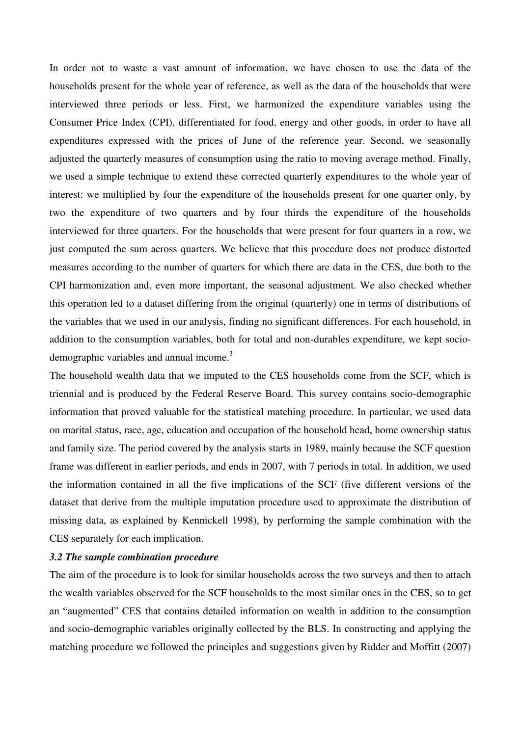In order not to waste a vast amount of information, we have chosen to use the data of the households present for the whole year of reference, as well as the data of the households that were interviewed three periods or less. First, we harmonized the expenditure variables using the Consumer Price Index (CPI), differentiated for food, energy and other goods, in order to have all expenditures expressed with the prices of June of the reference year. Second, we seasonally adjusted the quarterly measures of consumption using the ratio to moving average method. Finally, we used a simple technique to extend these corrected quarterly expenditures to the whole year of interest: we multiplied by four the expenditure of the households present for one quarter only, by two the expenditure of two quarters and by four thirds the expenditure of the households interviewed for three quarters. For the households that were present for four quarters in a row, we just computed the sum across quarters. We believe that this procedure does not produce distorted measures according to the number of quarters for which there are data in the CES, due both to the CPI harmonization and, even more important, the seasonal adjustment. We also checked whether this operation led to a dataset differing from the original (quarterly) one in terms of distributions of the variables that we used in our analysis, finding no significant differences. For each household, in addition to the consumption variables, both for total and non-durables expenditure, we kept socio-demographic variables and annual income.[3]

The household wealth data that we imputed to the CES households come from the SCF, which is triennial and is produced by the Federal Reserve Board. This survey contains socio-demographic information that proved valuable for the statistical matching procedure. In particular, we used data on marital status, race, age, education and occupation of the household head, home ownership status and family size. The period covered by the analysis starts in 1989, mainly because the SCF question frame was different in earlier periods, and ends in 2007, with 7 periods in total. In addition, we used the information contained in all the five implications of the SCF (five different versions of the dataset that derive from the multiple imputation procedure used to approximate the distribution of missing data, as explained by Kennickell 1998), by performing the sample combination with the CES separately for each implication.

### *3.2 The sample combination procedure*

The aim of the procedure is to look for similar households across the two surveys and then to attach the wealth variables observed for the SCF households to the most similar ones in the CES, so to get an "augmented" CES that contains detailed information on wealth in addition to the consumption and socio-demographic variables originally collected by the BLS. In constructing and applying the matching procedure we followed the principles and suggestions given by Ridder and Moffitt (2007)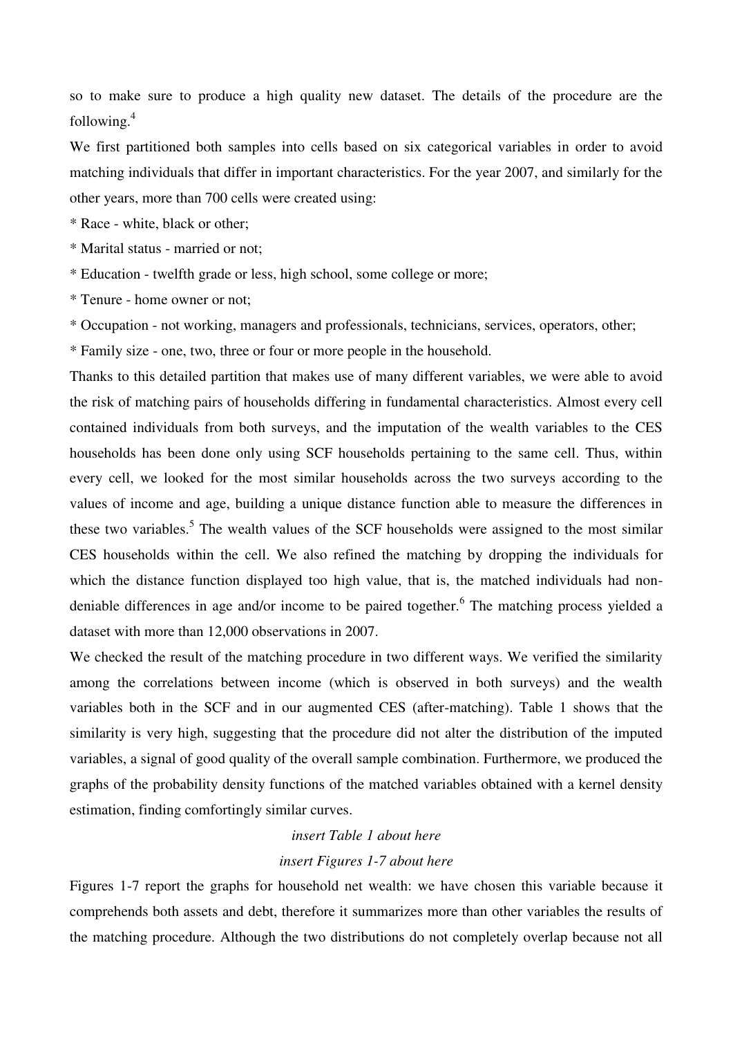so to make sure to produce a high quality new dataset. The details of the procedure are the following.[4]

We first partitioned both samples into cells based on six categorical variables in order to avoid matching individuals that differ in important characteristics. For the year 2007, and similarly for the other years, more than 700 cells were created using:

* Race - white, black or other;
* Marital status - married or not;
* Education - twelfth grade or less, high school, some college or more;
* Tenure - home owner or not;
* Occupation - not working, managers and professionals, technicians, services, operators, other;
* Family size - one, two, three or four or more people in the household.

Thanks to this detailed partition that makes use of many different variables, we were able to avoid the risk of matching pairs of households differing in fundamental characteristics. Almost every cell contained individuals from both surveys, and the imputation of the wealth variables to the CES households has been done only using SCF households pertaining to the same cell. Thus, within every cell, we looked for the most similar households across the two surveys according to the values of income and age, building a unique distance function able to measure the differences in these two variables.[5] The wealth values of the SCF households were assigned to the most similar CES households within the cell. We also refined the matching by dropping the individuals for which the distance function displayed too high value, that is, the matched individuals had non-deniable differences in age and/or income to be paired together.[6] The matching process yielded a dataset with more than 12,000 observations in 2007.

We checked the result of the matching procedure in two different ways. We verified the similarity among the correlations between income (which is observed in both surveys) and the wealth variables both in the SCF and in our augmented CES (after-matching). Table 1 shows that the similarity is very high, suggesting that the procedure did not alter the distribution of the imputed variables, a signal of good quality of the overall sample combination. Furthermore, we produced the graphs of the probability density functions of the matched variables obtained with a kernel density estimation, finding comfortingly similar curves.

*insert Table 1 about here*

*insert Figures 1-7 about here*

Figures 1-7 report the graphs for household net wealth: we have chosen this variable because it comprehends both assets and debt, therefore it summarizes more than other variables the results of the matching procedure. Although the two distributions do not completely overlap because not all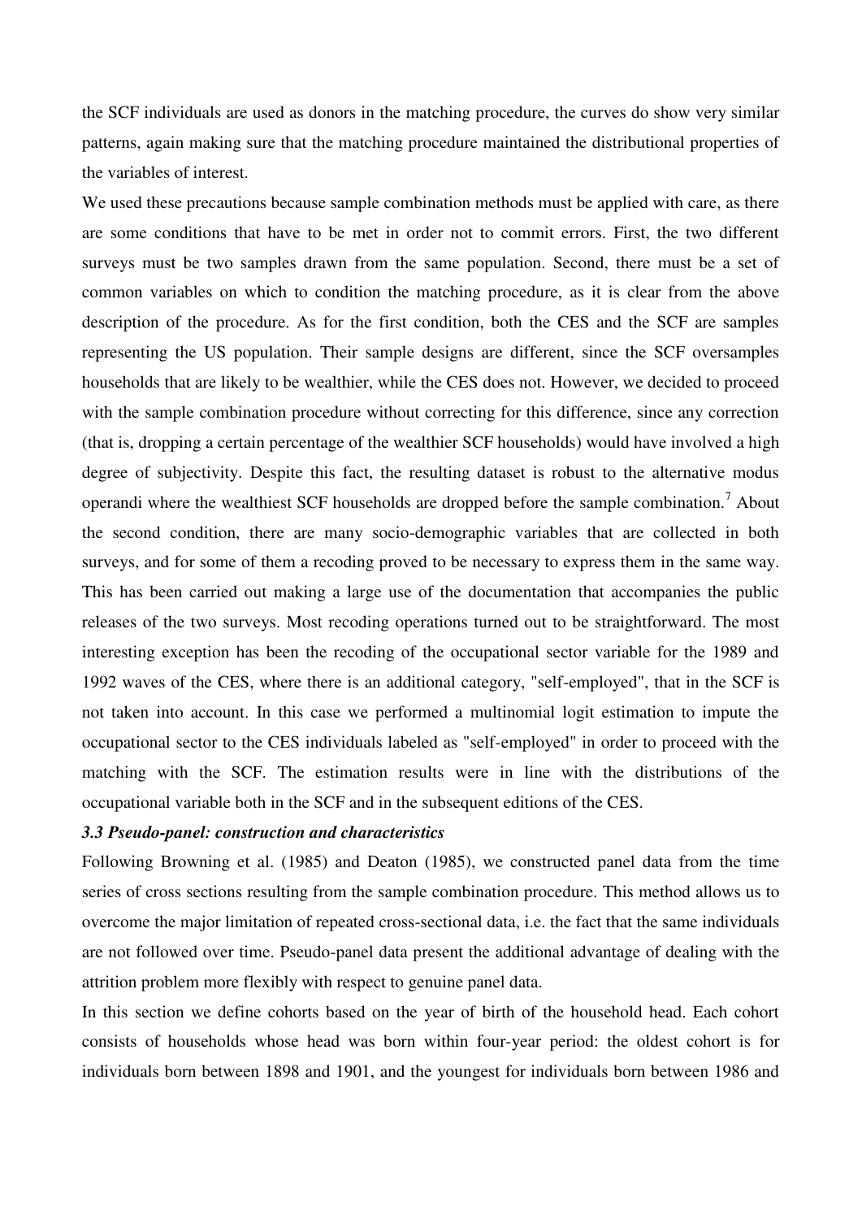the SCF individuals are used as donors in the matching procedure, the curves do show very similar patterns, again making sure that the matching procedure maintained the distributional properties of the variables of interest.

We used these precautions because sample combination methods must be applied with care, as there are some conditions that have to be met in order not to commit errors. First, the two different surveys must be two samples drawn from the same population. Second, there must be a set of common variables on which to condition the matching procedure, as it is clear from the above description of the procedure. As for the first condition, both the CES and the SCF are samples representing the US population. Their sample designs are different, since the SCF oversamples households that are likely to be wealthier, while the CES does not. However, we decided to proceed with the sample combination procedure without correcting for this difference, since any correction (that is, dropping a certain percentage of the wealthier SCF households) would have involved a high degree of subjectivity. Despite this fact, the resulting dataset is robust to the alternative modus operandi where the wealthiest SCF households are dropped before the sample combination.[7] About the second condition, there are many socio-demographic variables that are collected in both surveys, and for some of them a recoding proved to be necessary to express them in the same way. This has been carried out making a large use of the documentation that accompanies the public releases of the two surveys. Most recoding operations turned out to be straightforward. The most interesting exception has been the recoding of the occupational sector variable for the 1989 and 1992 waves of the CES, where there is an additional category, "self-employed", that in the SCF is not taken into account. In this case we performed a multinomial logit estimation to impute the occupational sector to the CES individuals labeled as "self-employed" in order to proceed with the matching with the SCF. The estimation results were in line with the distributions of the occupational variable both in the SCF and in the subsequent editions of the CES.

### *3.3 Pseudo-panel: construction and characteristics*

Following Browning et al. (1985) and Deaton (1985), we constructed panel data from the time series of cross sections resulting from the sample combination procedure. This method allows us to overcome the major limitation of repeated cross-sectional data, i.e. the fact that the same individuals are not followed over time. Pseudo-panel data present the additional advantage of dealing with the attrition problem more flexibly with respect to genuine panel data.

In this section we define cohorts based on the year of birth of the household head. Each cohort consists of households whose head was born within four-year period: the oldest cohort is for individuals born between 1898 and 1901, and the youngest for individuals born between 1986 and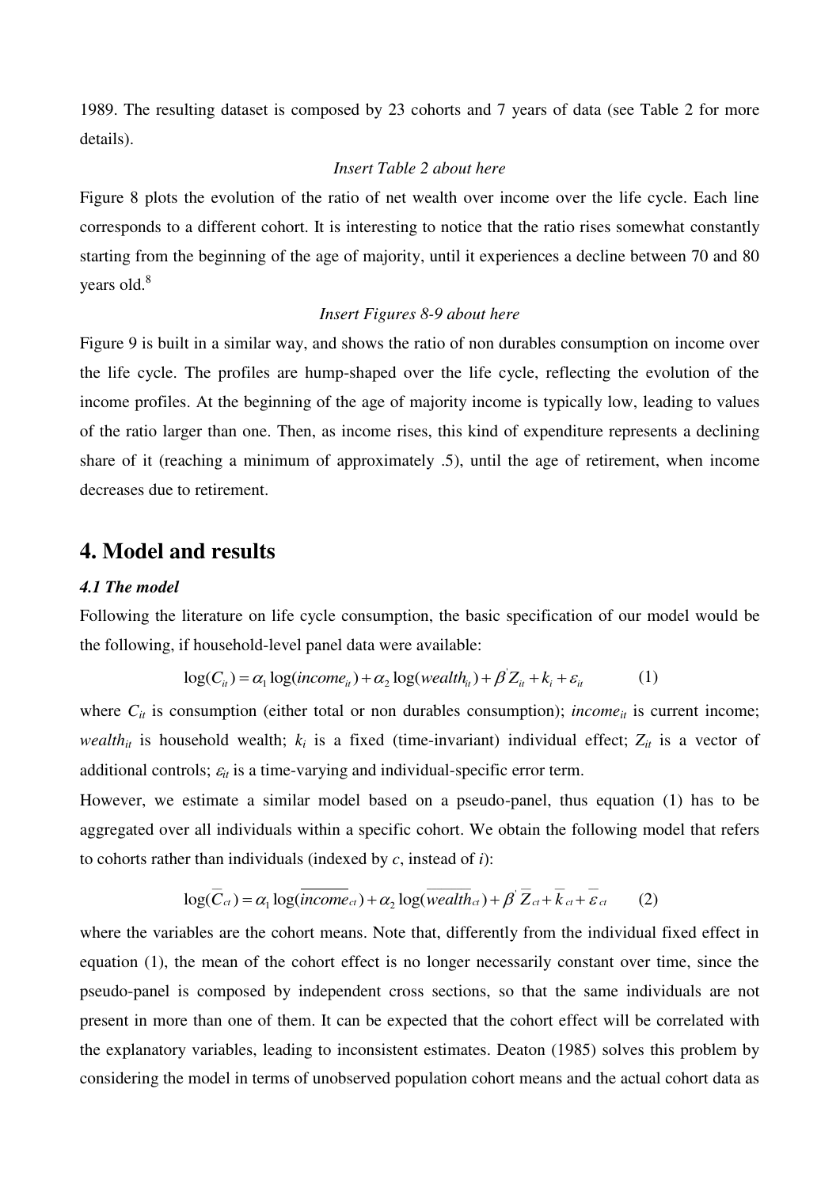1989. The resulting dataset is composed by 23 cohorts and 7 years of data (see Table 2 for more details).

*Insert Table 2 about here*

Figure 8 plots the evolution of the ratio of net wealth over income over the life cycle. Each line corresponds to a different cohort. It is interesting to notice that the ratio rises somewhat constantly starting from the beginning of the age of majority, until it experiences a decline between 70 and 80 years old.[8]

*Insert Figures 8-9 about here*

Figure 9 is built in a similar way, and shows the ratio of non durables consumption on income over the life cycle. The profiles are hump-shaped over the life cycle, reflecting the evolution of the income profiles. At the beginning of the age of majority income is typically low, leading to values of the ratio larger than one. Then, as income rises, this kind of expenditure represents a declining share of it (reaching a minimum of approximately .5), until the age of retirement, when income decreases due to retirement.

## 4. Model and results

### *4.1 The model*

Following the literature on life cycle consumption, the basic specification of our model would be the following, if household-level panel data were available:

$$\log(C_{it}) = \alpha_1 \log(income_{it}) + \alpha_2 \log(wealth_{it}) + \beta' Z_{it} + k_i + \varepsilon_{it} \qquad (1)$$

where $C_{it}$ is consumption (either total or non durables consumption); $income_{it}$ is current income; $wealth_{it}$ is household wealth; $k_i$ is a fixed (time-invariant) individual effect; $Z_{it}$ is a vector of additional controls; $\varepsilon_{it}$ is a time-varying and individual-specific error term.

However, we estimate a similar model based on a pseudo-panel, thus equation (1) has to be aggregated over all individuals within a specific cohort. We obtain the following model that refers to cohorts rather than individuals (indexed by *c*, instead of *i*):

$$\log(\overline{C}_{ct}) = \alpha_1 \log(\overline{income}_{ct}) + \alpha_2 \log(\overline{wealth}_{ct}) + \beta' \overline{Z}_{ct} + \overline{k}_{ct} + \overline{\varepsilon}_{ct} \qquad (2)$$

where the variables are the cohort means. Note that, differently from the individual fixed effect in equation (1), the mean of the cohort effect is no longer necessarily constant over time, since the pseudo-panel is composed by independent cross sections, so that the same individuals are not present in more than one of them. It can be expected that the cohort effect will be correlated with the explanatory variables, leading to inconsistent estimates. Deaton (1985) solves this problem by considering the model in terms of unobserved population cohort means and the actual cohort data as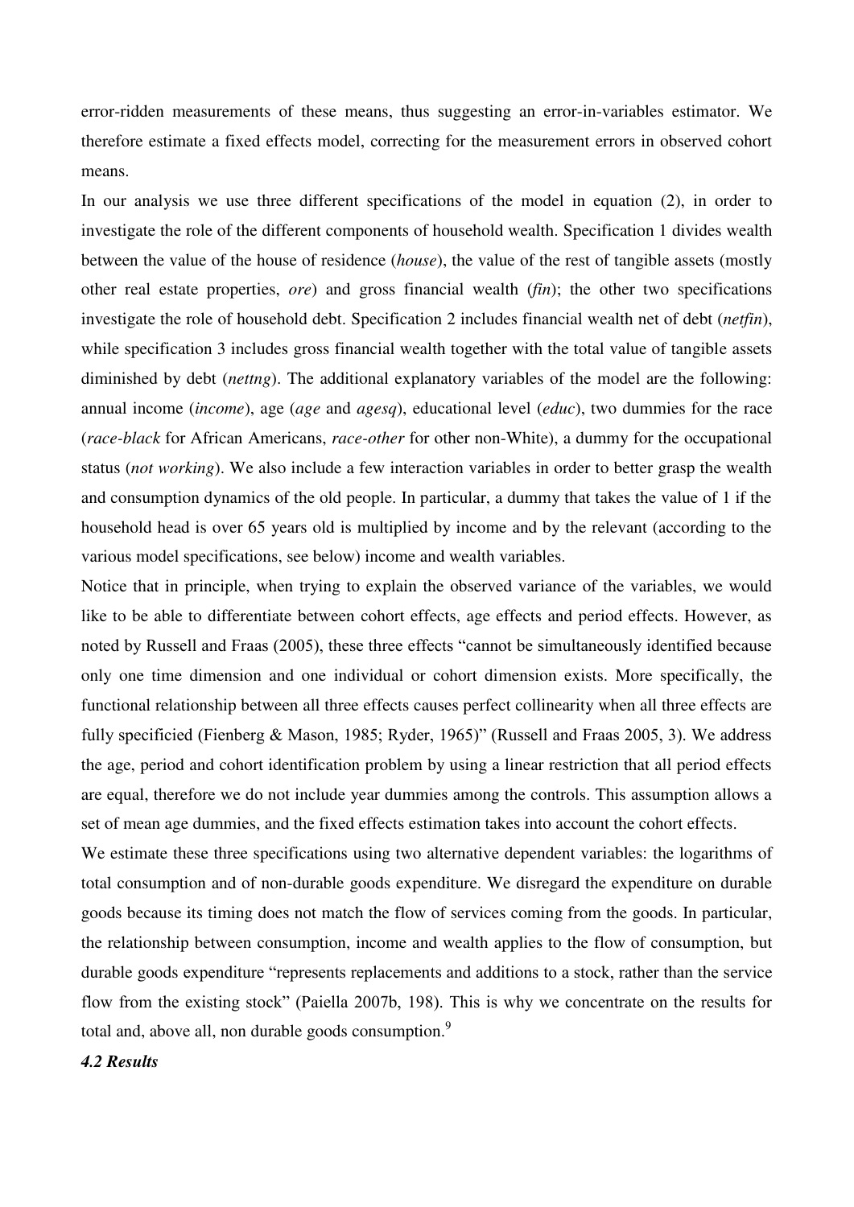error-ridden measurements of these means, thus suggesting an error-in-variables estimator. We therefore estimate a fixed effects model, correcting for the measurement errors in observed cohort means.

In our analysis we use three different specifications of the model in equation (2), in order to investigate the role of the different components of household wealth. Specification 1 divides wealth between the value of the house of residence (*house*), the value of the rest of tangible assets (mostly other real estate properties, *ore*) and gross financial wealth (*fin*); the other two specifications investigate the role of household debt. Specification 2 includes financial wealth net of debt (*netfin*), while specification 3 includes gross financial wealth together with the total value of tangible assets diminished by debt (*nettng*). The additional explanatory variables of the model are the following: annual income (*income*), age (*age* and *agesq*), educational level (*educ*), two dummies for the race (*race-black* for African Americans, *race-other* for other non-White), a dummy for the occupational status (*not working*). We also include a few interaction variables in order to better grasp the wealth and consumption dynamics of the old people. In particular, a dummy that takes the value of 1 if the household head is over 65 years old is multiplied by income and by the relevant (according to the various model specifications, see below) income and wealth variables.

Notice that in principle, when trying to explain the observed variance of the variables, we would like to be able to differentiate between cohort effects, age effects and period effects. However, as noted by Russell and Fraas (2005), these three effects "cannot be simultaneously identified because only one time dimension and one individual or cohort dimension exists. More specifically, the functional relationship between all three effects causes perfect collinearity when all three effects are fully specificied (Fienberg & Mason, 1985; Ryder, 1965)" (Russell and Fraas 2005, 3). We address the age, period and cohort identification problem by using a linear restriction that all period effects are equal, therefore we do not include year dummies among the controls. This assumption allows a set of mean age dummies, and the fixed effects estimation takes into account the cohort effects.

We estimate these three specifications using two alternative dependent variables: the logarithms of total consumption and of non-durable goods expenditure. We disregard the expenditure on durable goods because its timing does not match the flow of services coming from the goods. In particular, the relationship between consumption, income and wealth applies to the flow of consumption, but durable goods expenditure "represents replacements and additions to a stock, rather than the service flow from the existing stock" (Paiella 2007b, 198). This is why we concentrate on the results for total and, above all, non durable goods consumption.[9]

### *4.2 Results*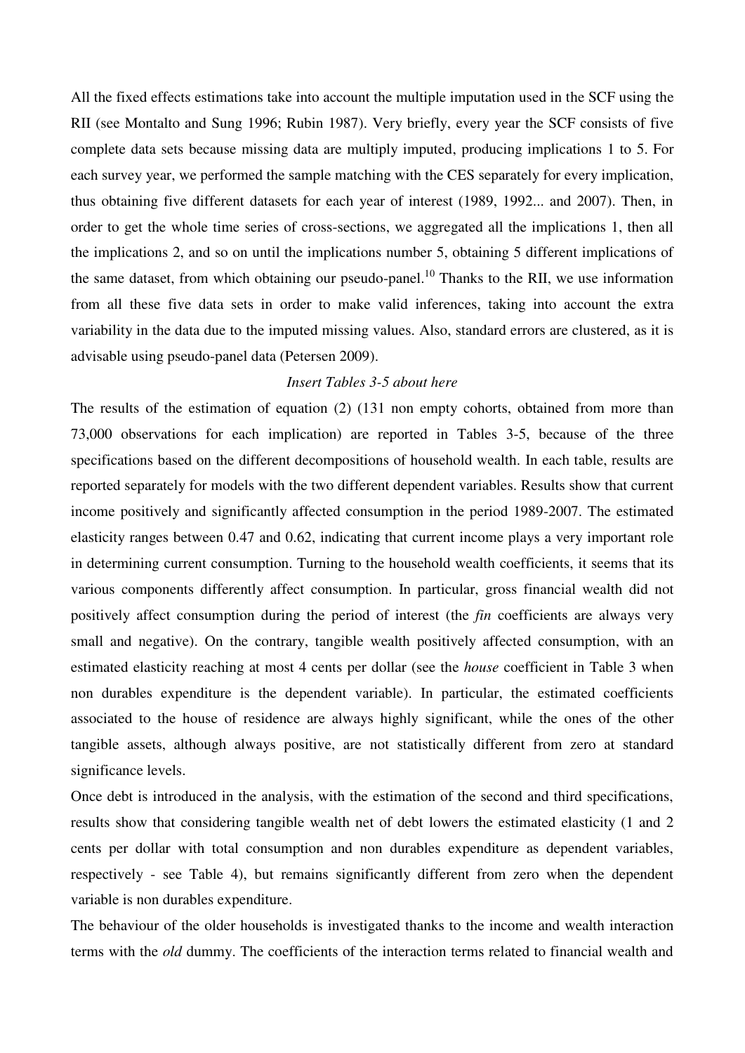All the fixed effects estimations take into account the multiple imputation used in the SCF using the RII (see Montalto and Sung 1996; Rubin 1987). Very briefly, every year the SCF consists of five complete data sets because missing data are multiply imputed, producing implications 1 to 5. For each survey year, we performed the sample matching with the CES separately for every implication, thus obtaining five different datasets for each year of interest (1989, 1992... and 2007). Then, in order to get the whole time series of cross-sections, we aggregated all the implications 1, then all the implications 2, and so on until the implications number 5, obtaining 5 different implications of the same dataset, from which obtaining our pseudo-panel.[10] Thanks to the RII, we use information from all these five data sets in order to make valid inferences, taking into account the extra variability in the data due to the imputed missing values. Also, standard errors are clustered, as it is advisable using pseudo-panel data (Petersen 2009).

*Insert Tables 3-5 about here*

The results of the estimation of equation (2) (131 non empty cohorts, obtained from more than 73,000 observations for each implication) are reported in Tables 3-5, because of the three specifications based on the different decompositions of household wealth. In each table, results are reported separately for models with the two different dependent variables. Results show that current income positively and significantly affected consumption in the period 1989-2007. The estimated elasticity ranges between 0.47 and 0.62, indicating that current income plays a very important role in determining current consumption. Turning to the household wealth coefficients, it seems that its various components differently affect consumption. In particular, gross financial wealth did not positively affect consumption during the period of interest (the *fin* coefficients are always very small and negative). On the contrary, tangible wealth positively affected consumption, with an estimated elasticity reaching at most 4 cents per dollar (see the *house* coefficient in Table 3 when non durables expenditure is the dependent variable). In particular, the estimated coefficients associated to the house of residence are always highly significant, while the ones of the other tangible assets, although always positive, are not statistically different from zero at standard significance levels.

Once debt is introduced in the analysis, with the estimation of the second and third specifications, results show that considering tangible wealth net of debt lowers the estimated elasticity (1 and 2 cents per dollar with total consumption and non durables expenditure as dependent variables, respectively - see Table 4), but remains significantly different from zero when the dependent variable is non durables expenditure.

The behaviour of the older households is investigated thanks to the income and wealth interaction terms with the *old* dummy. The coefficients of the interaction terms related to financial wealth and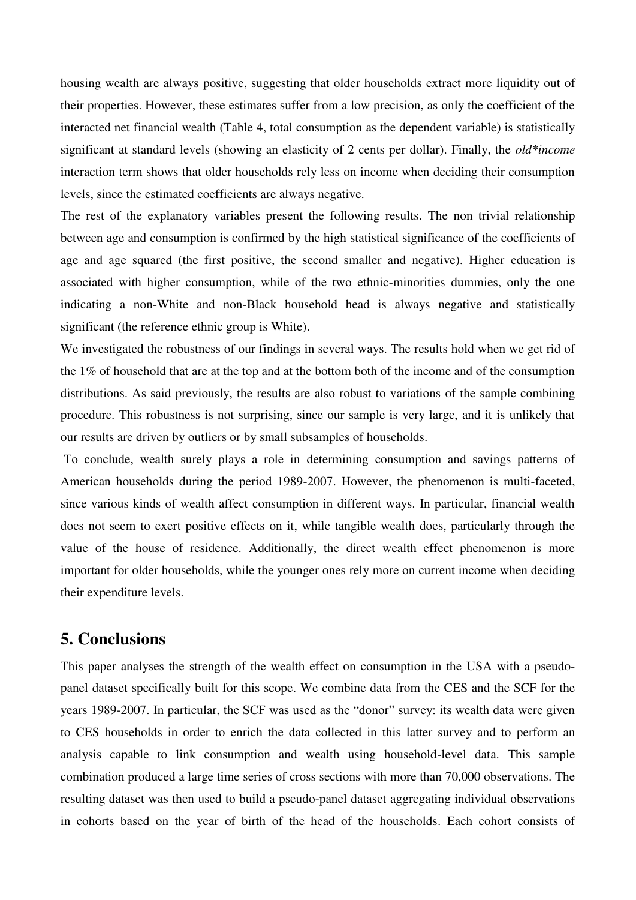housing wealth are always positive, suggesting that older households extract more liquidity out of their properties. However, these estimates suffer from a low precision, as only the coefficient of the interacted net financial wealth (Table 4, total consumption as the dependent variable) is statistically significant at standard levels (showing an elasticity of 2 cents per dollar). Finally, the *old\*income* interaction term shows that older households rely less on income when deciding their consumption levels, since the estimated coefficients are always negative.

The rest of the explanatory variables present the following results. The non trivial relationship between age and consumption is confirmed by the high statistical significance of the coefficients of age and age squared (the first positive, the second smaller and negative). Higher education is associated with higher consumption, while of the two ethnic-minorities dummies, only the one indicating a non-White and non-Black household head is always negative and statistically significant (the reference ethnic group is White).

We investigated the robustness of our findings in several ways. The results hold when we get rid of the 1% of household that are at the top and at the bottom both of the income and of the consumption distributions. As said previously, the results are also robust to variations of the sample combining procedure. This robustness is not surprising, since our sample is very large, and it is unlikely that our results are driven by outliers or by small subsamples of households.

To conclude, wealth surely plays a role in determining consumption and savings patterns of American households during the period 1989-2007. However, the phenomenon is multi-faceted, since various kinds of wealth affect consumption in different ways. In particular, financial wealth does not seem to exert positive effects on it, while tangible wealth does, particularly through the value of the house of residence. Additionally, the direct wealth effect phenomenon is more important for older households, while the younger ones rely more on current income when deciding their expenditure levels.

## 5. Conclusions

This paper analyses the strength of the wealth effect on consumption in the USA with a pseudo-panel dataset specifically built for this scope. We combine data from the CES and the SCF for the years 1989-2007. In particular, the SCF was used as the "donor" survey: its wealth data were given to CES households in order to enrich the data collected in this latter survey and to perform an analysis capable to link consumption and wealth using household-level data. This sample combination produced a large time series of cross sections with more than 70,000 observations. The resulting dataset was then used to build a pseudo-panel dataset aggregating individual observations in cohorts based on the year of birth of the head of the households. Each cohort consists of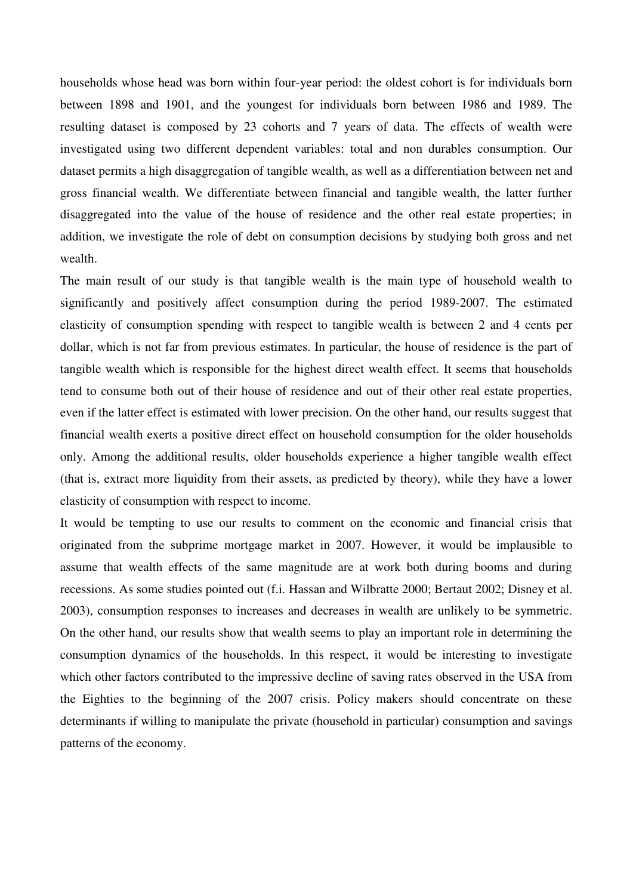households whose head was born within four-year period: the oldest cohort is for individuals born between 1898 and 1901, and the youngest for individuals born between 1986 and 1989. The resulting dataset is composed by 23 cohorts and 7 years of data. The effects of wealth were investigated using two different dependent variables: total and non durables consumption. Our dataset permits a high disaggregation of tangible wealth, as well as a differentiation between net and gross financial wealth. We differentiate between financial and tangible wealth, the latter further disaggregated into the value of the house of residence and the other real estate properties; in addition, we investigate the role of debt on consumption decisions by studying both gross and net wealth.

The main result of our study is that tangible wealth is the main type of household wealth to significantly and positively affect consumption during the period 1989-2007. The estimated elasticity of consumption spending with respect to tangible wealth is between 2 and 4 cents per dollar, which is not far from previous estimates. In particular, the house of residence is the part of tangible wealth which is responsible for the highest direct wealth effect. It seems that households tend to consume both out of their house of residence and out of their other real estate properties, even if the latter effect is estimated with lower precision. On the other hand, our results suggest that financial wealth exerts a positive direct effect on household consumption for the older households only. Among the additional results, older households experience a higher tangible wealth effect (that is, extract more liquidity from their assets, as predicted by theory), while they have a lower elasticity of consumption with respect to income.

It would be tempting to use our results to comment on the economic and financial crisis that originated from the subprime mortgage market in 2007. However, it would be implausible to assume that wealth effects of the same magnitude are at work both during booms and during recessions. As some studies pointed out (f.i. Hassan and Wilbratte 2000; Bertaut 2002; Disney et al. 2003), consumption responses to increases and decreases in wealth are unlikely to be symmetric. On the other hand, our results show that wealth seems to play an important role in determining the consumption dynamics of the households. In this respect, it would be interesting to investigate which other factors contributed to the impressive decline of saving rates observed in the USA from the Eighties to the beginning of the 2007 crisis. Policy makers should concentrate on these determinants if willing to manipulate the private (household in particular) consumption and savings patterns of the economy.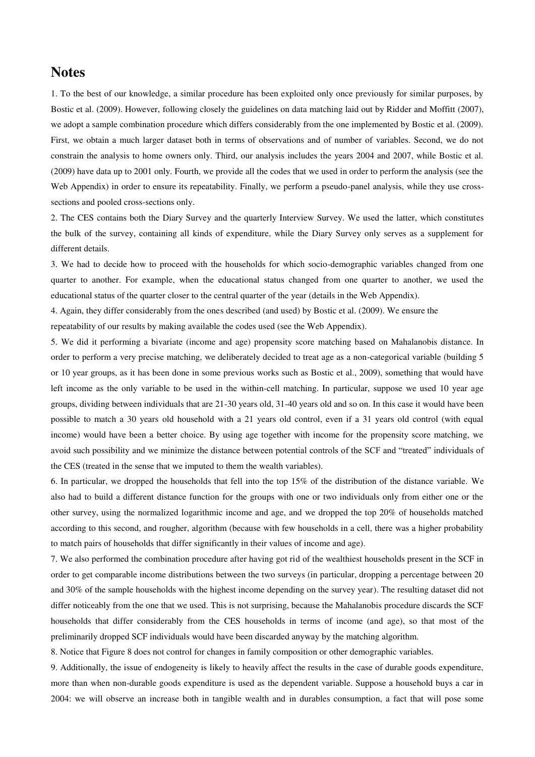# Notes

1. To the best of our knowledge, a similar procedure has been exploited only once previously for similar purposes, by Bostic et al. (2009). However, following closely the guidelines on data matching laid out by Ridder and Moffitt (2007), we adopt a sample combination procedure which differs considerably from the one implemented by Bostic et al. (2009). First, we obtain a much larger dataset both in terms of observations and of number of variables. Second, we do not constrain the analysis to home owners only. Third, our analysis includes the years 2004 and 2007, while Bostic et al. (2009) have data up to 2001 only. Fourth, we provide all the codes that we used in order to perform the analysis (see the Web Appendix) in order to ensure its repeatability. Finally, we perform a pseudo-panel analysis, while they use cross-sections and pooled cross-sections only.

2. The CES contains both the Diary Survey and the quarterly Interview Survey. We used the latter, which constitutes the bulk of the survey, containing all kinds of expenditure, while the Diary Survey only serves as a supplement for different details.

3. We had to decide how to proceed with the households for which socio-demographic variables changed from one quarter to another. For example, when the educational status changed from one quarter to another, we used the educational status of the quarter closer to the central quarter of the year (details in the Web Appendix).

4. Again, they differ considerably from the ones described (and used) by Bostic et al. (2009). We ensure the repeatability of our results by making available the codes used (see the Web Appendix).

5. We did it performing a bivariate (income and age) propensity score matching based on Mahalanobis distance. In order to perform a very precise matching, we deliberately decided to treat age as a non-categorical variable (building 5 or 10 year groups, as it has been done in some previous works such as Bostic et al., 2009), something that would have left income as the only variable to be used in the within-cell matching. In particular, suppose we used 10 year age groups, dividing between individuals that are 21-30 years old, 31-40 years old and so on. In this case it would have been possible to match a 30 years old household with a 21 years old control, even if a 31 years old control (with equal income) would have been a better choice. By using age together with income for the propensity score matching, we avoid such possibility and we minimize the distance between potential controls of the SCF and "treated" individuals of the CES (treated in the sense that we imputed to them the wealth variables).

6. In particular, we dropped the households that fell into the top 15% of the distribution of the distance variable. We also had to build a different distance function for the groups with one or two individuals only from either one or the other survey, using the normalized logarithmic income and age, and we dropped the top 20% of households matched according to this second, and rougher, algorithm (because with few households in a cell, there was a higher probability to match pairs of households that differ significantly in their values of income and age).

7. We also performed the combination procedure after having got rid of the wealthiest households present in the SCF in order to get comparable income distributions between the two surveys (in particular, dropping a percentage between 20 and 30% of the sample households with the highest income depending on the survey year). The resulting dataset did not differ noticeably from the one that we used. This is not surprising, because the Mahalanobis procedure discards the SCF households that differ considerably from the CES households in terms of income (and age), so that most of the preliminarily dropped SCF individuals would have been discarded anyway by the matching algorithm.

8. Notice that Figure 8 does not control for changes in family composition or other demographic variables.

9. Additionally, the issue of endogeneity is likely to heavily affect the results in the case of durable goods expenditure, more than when non-durable goods expenditure is used as the dependent variable. Suppose a household buys a car in 2004: we will observe an increase both in tangible wealth and in durables consumption, a fact that will pose some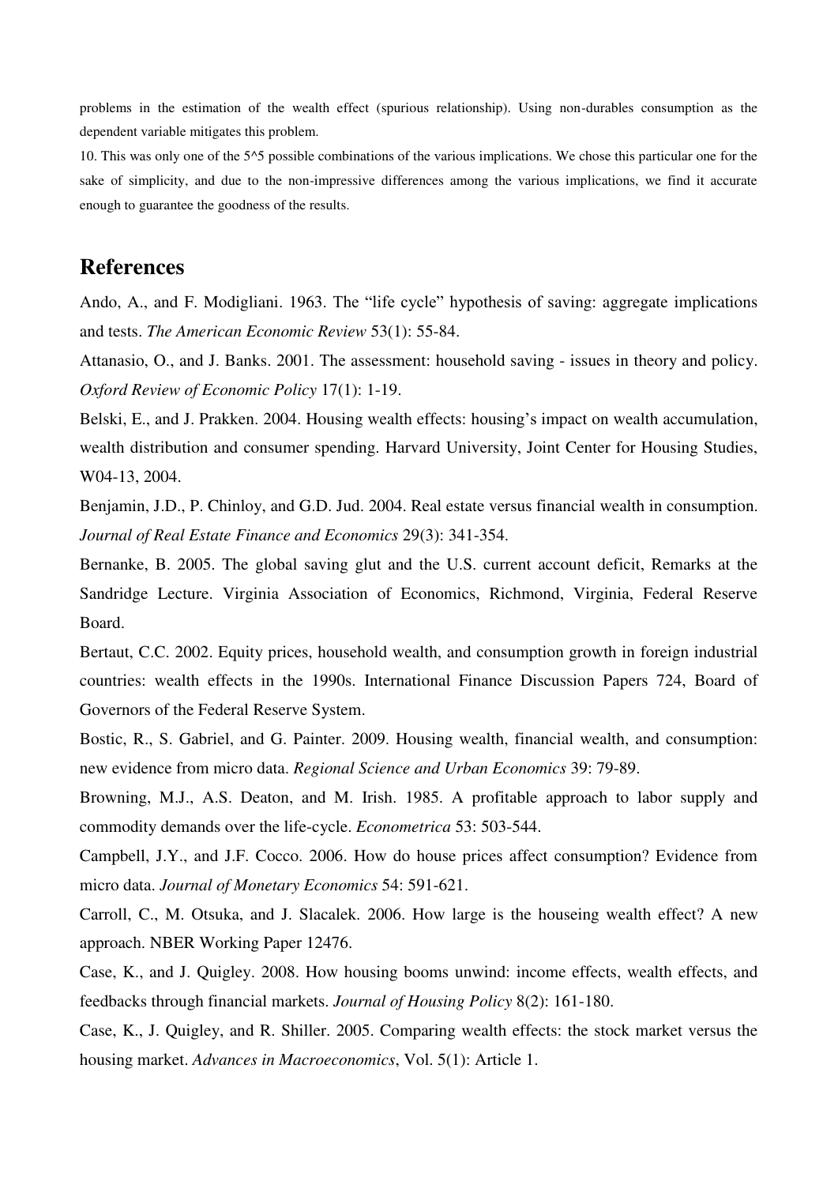problems in the estimation of the wealth effect (spurious relationship). Using non-durables consumption as the dependent variable mitigates this problem.

10. This was only one of the 5^5 possible combinations of the various implications. We chose this particular one for the sake of simplicity, and due to the non-impressive differences among the various implications, we find it accurate enough to guarantee the goodness of the results.

## References

Ando, A., and F. Modigliani. 1963. The "life cycle" hypothesis of saving: aggregate implications and tests. *The American Economic Review* 53(1): 55-84.

Attanasio, O., and J. Banks. 2001. The assessment: household saving - issues in theory and policy. *Oxford Review of Economic Policy* 17(1): 1-19.

Belski, E., and J. Prakken. 2004. Housing wealth effects: housing's impact on wealth accumulation, wealth distribution and consumer spending. Harvard University, Joint Center for Housing Studies, W04-13, 2004.

Benjamin, J.D., P. Chinloy, and G.D. Jud. 2004. Real estate versus financial wealth in consumption. *Journal of Real Estate Finance and Economics* 29(3): 341-354.

Bernanke, B. 2005. The global saving glut and the U.S. current account deficit, Remarks at the Sandridge Lecture. Virginia Association of Economics, Richmond, Virginia, Federal Reserve Board.

Bertaut, C.C. 2002. Equity prices, household wealth, and consumption growth in foreign industrial countries: wealth effects in the 1990s. International Finance Discussion Papers 724, Board of Governors of the Federal Reserve System.

Bostic, R., S. Gabriel, and G. Painter. 2009. Housing wealth, financial wealth, and consumption: new evidence from micro data. *Regional Science and Urban Economics* 39: 79-89.

Browning, M.J., A.S. Deaton, and M. Irish. 1985. A profitable approach to labor supply and commodity demands over the life-cycle. *Econometrica* 53: 503-544.

Campbell, J.Y., and J.F. Cocco. 2006. How do house prices affect consumption? Evidence from micro data. *Journal of Monetary Economics* 54: 591-621.

Carroll, C., M. Otsuka, and J. Slacalek. 2006. How large is the houseing wealth effect? A new approach. NBER Working Paper 12476.

Case, K., and J. Quigley. 2008. How housing booms unwind: income effects, wealth effects, and feedbacks through financial markets. *Journal of Housing Policy* 8(2): 161-180.

Case, K., J. Quigley, and R. Shiller. 2005. Comparing wealth effects: the stock market versus the housing market. *Advances in Macroeconomics*, Vol. 5(1): Article 1.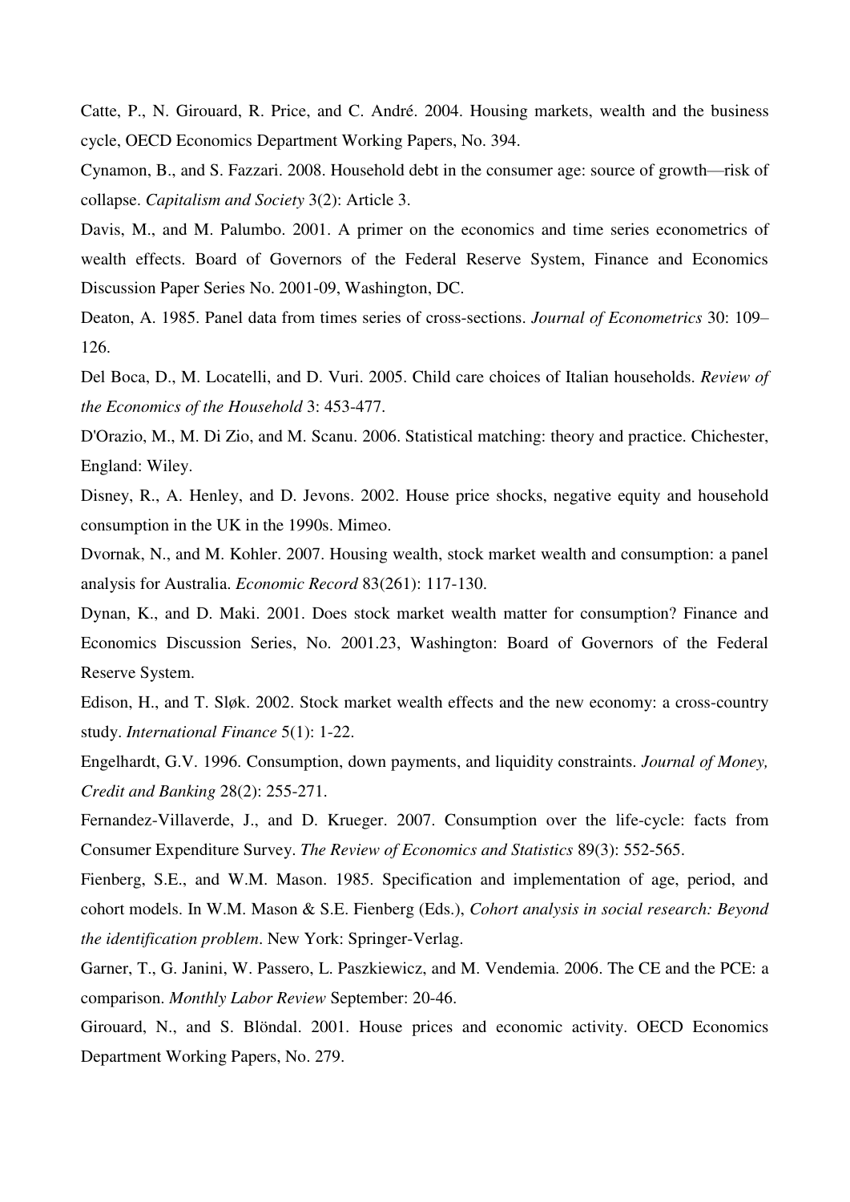Catte, P., N. Girouard, R. Price, and C. André. 2004. Housing markets, wealth and the business cycle, OECD Economics Department Working Papers, No. 394.

Cynamon, B., and S. Fazzari. 2008. Household debt in the consumer age: source of growth—risk of collapse. *Capitalism and Society* 3(2): Article 3.

Davis, M., and M. Palumbo. 2001. A primer on the economics and time series econometrics of wealth effects. Board of Governors of the Federal Reserve System, Finance and Economics Discussion Paper Series No. 2001-09, Washington, DC.

Deaton, A. 1985. Panel data from times series of cross-sections. *Journal of Econometrics* 30: 109–126.

Del Boca, D., M. Locatelli, and D. Vuri. 2005. Child care choices of Italian households. *Review of the Economics of the Household* 3: 453-477.

D'Orazio, M., M. Di Zio, and M. Scanu. 2006. Statistical matching: theory and practice. Chichester, England: Wiley.

Disney, R., A. Henley, and D. Jevons. 2002. House price shocks, negative equity and household consumption in the UK in the 1990s. Mimeo.

Dvornak, N., and M. Kohler. 2007. Housing wealth, stock market wealth and consumption: a panel analysis for Australia. *Economic Record* 83(261): 117-130.

Dynan, K., and D. Maki. 2001. Does stock market wealth matter for consumption? Finance and Economics Discussion Series, No. 2001.23, Washington: Board of Governors of the Federal Reserve System.

Edison, H., and T. Sløk. 2002. Stock market wealth effects and the new economy: a cross-country study. *International Finance* 5(1): 1-22.

Engelhardt, G.V. 1996. Consumption, down payments, and liquidity constraints. *Journal of Money, Credit and Banking* 28(2): 255-271.

Fernandez-Villaverde, J., and D. Krueger. 2007. Consumption over the life-cycle: facts from Consumer Expenditure Survey. *The Review of Economics and Statistics* 89(3): 552-565.

Fienberg, S.E., and W.M. Mason. 1985. Specification and implementation of age, period, and cohort models. In W.M. Mason & S.E. Fienberg (Eds.), *Cohort analysis in social research: Beyond the identification problem*. New York: Springer-Verlag.

Garner, T., G. Janini, W. Passero, L. Paszkiewicz, and M. Vendemia. 2006. The CE and the PCE: a comparison. *Monthly Labor Review* September: 20-46.

Girouard, N., and S. Blöndal. 2001. House prices and economic activity. OECD Economics Department Working Papers, No. 279.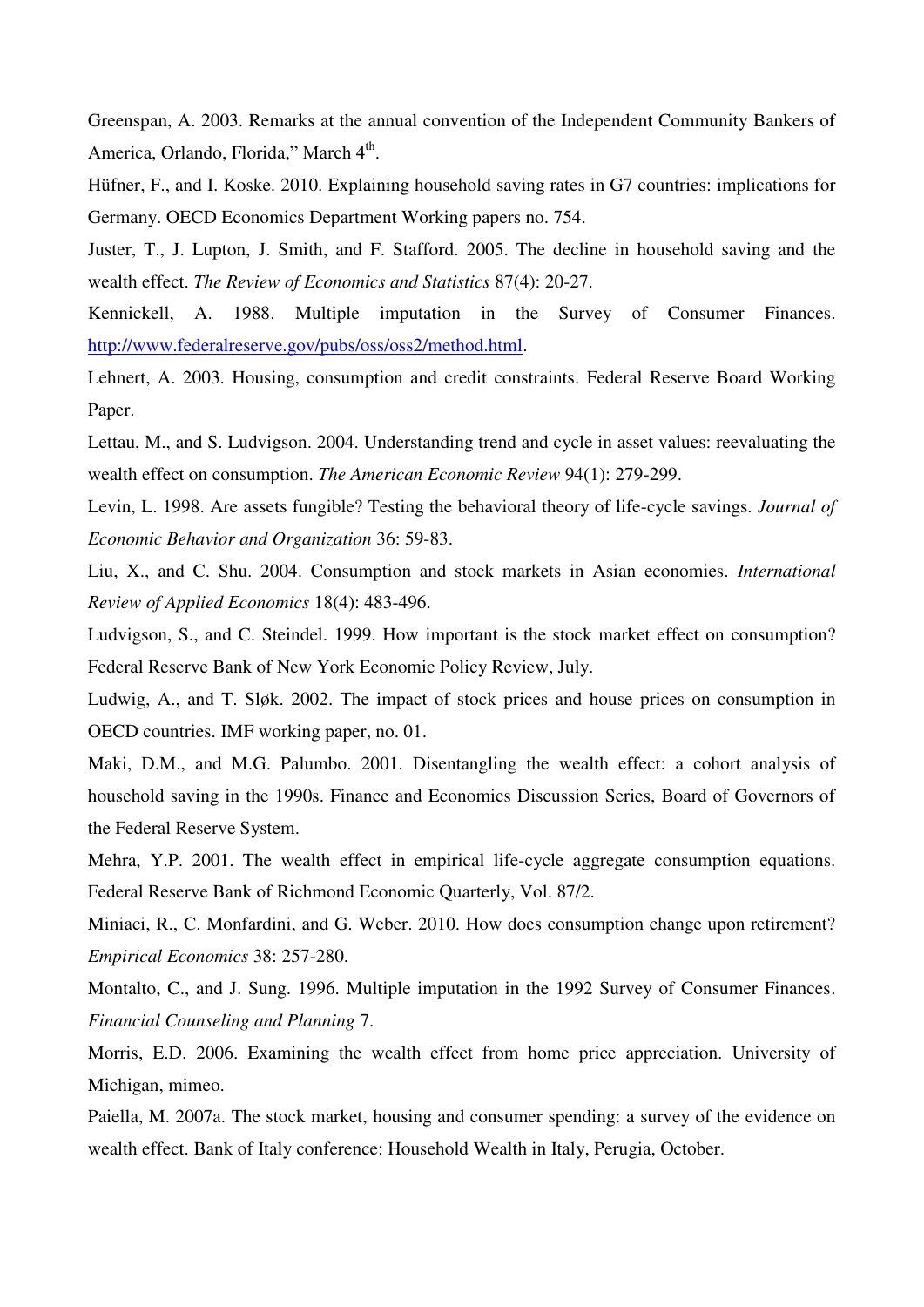Greenspan, A. 2003. Remarks at the annual convention of the Independent Community Bankers of America, Orlando, Florida," March 4th.

Hüfner, F., and I. Koske. 2010. Explaining household saving rates in G7 countries: implications for Germany. OECD Economics Department Working papers no. 754.

Juster, T., J. Lupton, J. Smith, and F. Stafford. 2005. The decline in household saving and the wealth effect. *The Review of Economics and Statistics* 87(4): 20-27.

Kennickell, A. 1988. Multiple imputation in the Survey of Consumer Finances. http://www.federalreserve.gov/pubs/oss/oss2/method.html.

Lehnert, A. 2003. Housing, consumption and credit constraints. Federal Reserve Board Working Paper.

Lettau, M., and S. Ludvigson. 2004. Understanding trend and cycle in asset values: reevaluating the wealth effect on consumption. *The American Economic Review* 94(1): 279-299.

Levin, L. 1998. Are assets fungible? Testing the behavioral theory of life-cycle savings. *Journal of Economic Behavior and Organization* 36: 59-83.

Liu, X., and C. Shu. 2004. Consumption and stock markets in Asian economies. *International Review of Applied Economics* 18(4): 483-496.

Ludvigson, S., and C. Steindel. 1999. How important is the stock market effect on consumption? Federal Reserve Bank of New York Economic Policy Review, July.

Ludwig, A., and T. Sløk. 2002. The impact of stock prices and house prices on consumption in OECD countries. IMF working paper, no. 01.

Maki, D.M., and M.G. Palumbo. 2001. Disentangling the wealth effect: a cohort analysis of household saving in the 1990s. Finance and Economics Discussion Series, Board of Governors of the Federal Reserve System.

Mehra, Y.P. 2001. The wealth effect in empirical life-cycle aggregate consumption equations. Federal Reserve Bank of Richmond Economic Quarterly, Vol. 87/2.

Miniaci, R., C. Monfardini, and G. Weber. 2010. How does consumption change upon retirement? *Empirical Economics* 38: 257-280.

Montalto, C., and J. Sung. 1996. Multiple imputation in the 1992 Survey of Consumer Finances. *Financial Counseling and Planning* 7.

Morris, E.D. 2006. Examining the wealth effect from home price appreciation. University of Michigan, mimeo.

Paiella, M. 2007a. The stock market, housing and consumer spending: a survey of the evidence on wealth effect. Bank of Italy conference: Household Wealth in Italy, Perugia, October.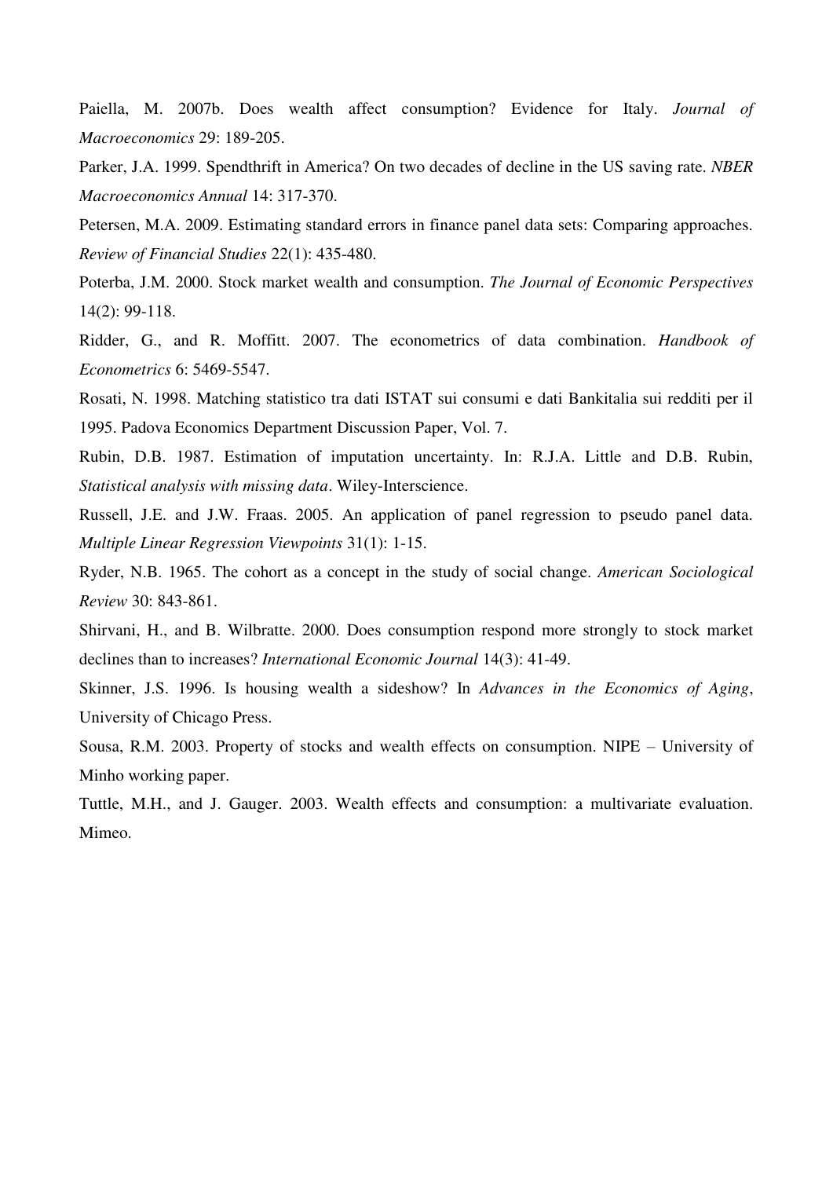Paiella, M. 2007b. Does wealth affect consumption? Evidence for Italy. *Journal of Macroeconomics* 29: 189-205.

Parker, J.A. 1999. Spendthrift in America? On two decades of decline in the US saving rate. *NBER Macroeconomics Annual* 14: 317-370.

Petersen, M.A. 2009. Estimating standard errors in finance panel data sets: Comparing approaches. *Review of Financial Studies* 22(1): 435-480.

Poterba, J.M. 2000. Stock market wealth and consumption. *The Journal of Economic Perspectives* 14(2): 99-118.

Ridder, G., and R. Moffitt. 2007. The econometrics of data combination. *Handbook of Econometrics* 6: 5469-5547.

Rosati, N. 1998. Matching statistico tra dati ISTAT sui consumi e dati Bankitalia sui redditi per il 1995. Padova Economics Department Discussion Paper, Vol. 7.

Rubin, D.B. 1987. Estimation of imputation uncertainty. In: R.J.A. Little and D.B. Rubin, *Statistical analysis with missing data*. Wiley-Interscience.

Russell, J.E. and J.W. Fraas. 2005. An application of panel regression to pseudo panel data. *Multiple Linear Regression Viewpoints* 31(1): 1-15.

Ryder, N.B. 1965. The cohort as a concept in the study of social change. *American Sociological Review* 30: 843-861.

Shirvani, H., and B. Wilbratte. 2000. Does consumption respond more strongly to stock market declines than to increases? *International Economic Journal* 14(3): 41-49.

Skinner, J.S. 1996. Is housing wealth a sideshow? In *Advances in the Economics of Aging*, University of Chicago Press.

Sousa, R.M. 2003. Property of stocks and wealth effects on consumption. NIPE – University of Minho working paper.

Tuttle, M.H., and J. Gauger. 2003. Wealth effects and consumption: a multivariate evaluation. Mimeo.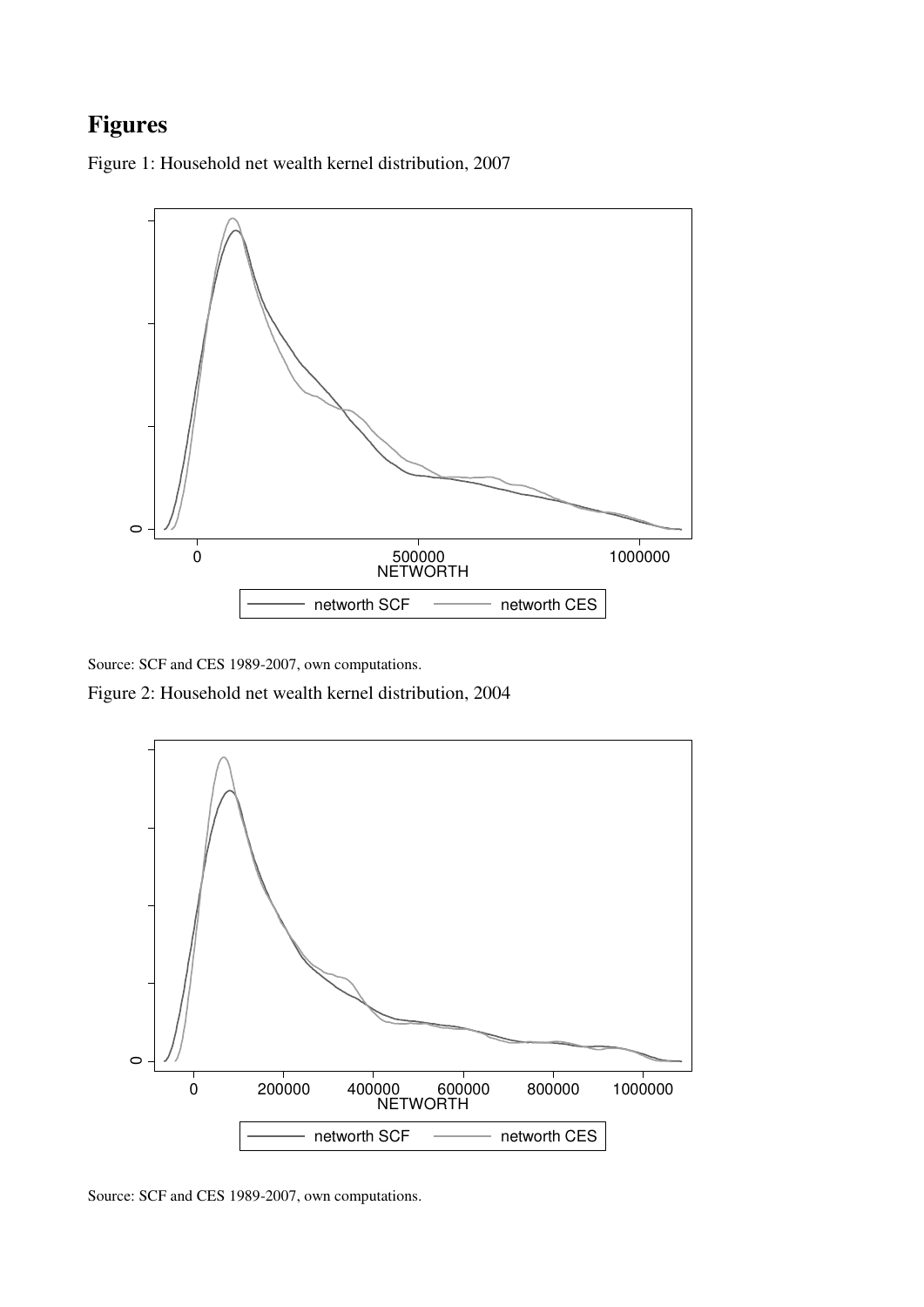# Figures

Figure 1: Household net wealth kernel distribution, 2007

Source: SCF and CES 1989-2007, own computations.

Figure 2: Household net wealth kernel distribution, 2004

Source: SCF and CES 1989-2007, own computations.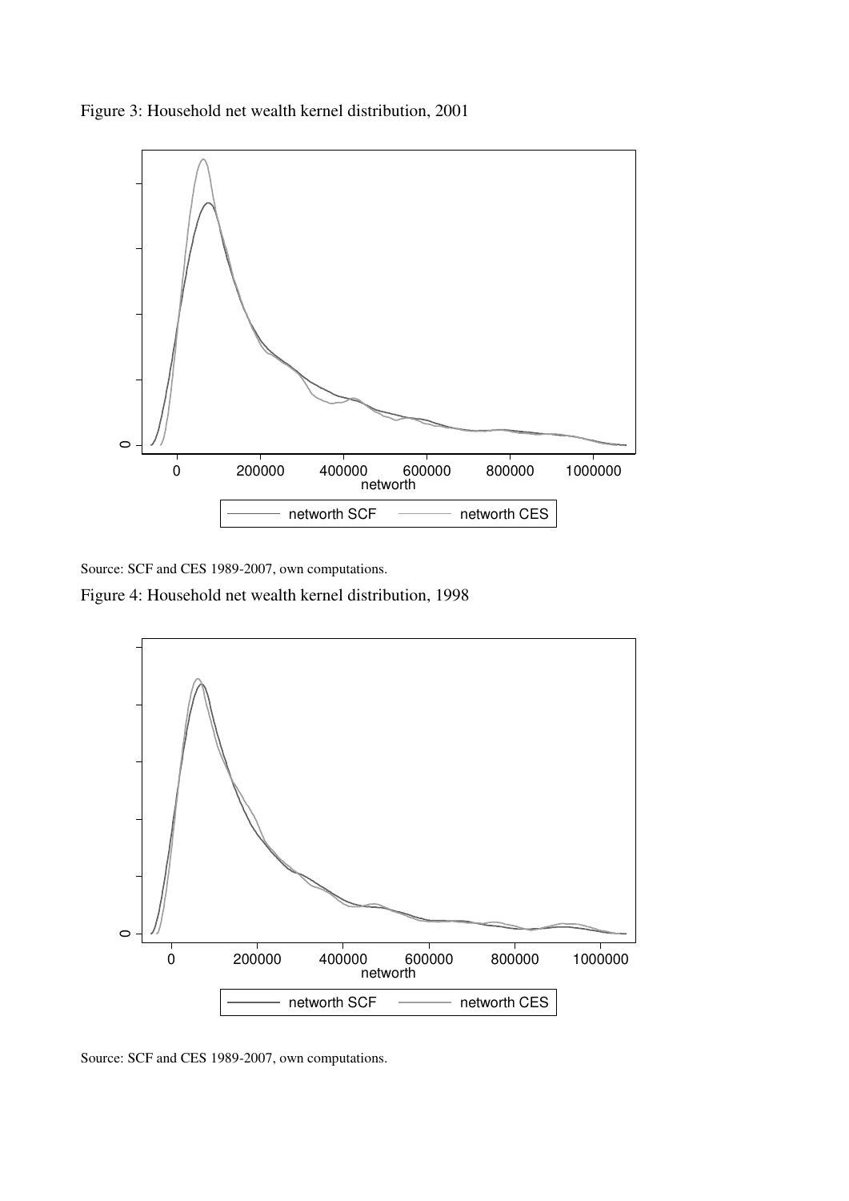Figure 3: Household net wealth kernel distribution, 2001

Source: SCF and CES 1989-2007, own computations.

Figure 4: Household net wealth kernel distribution, 1998

Source: SCF and CES 1989-2007, own computations.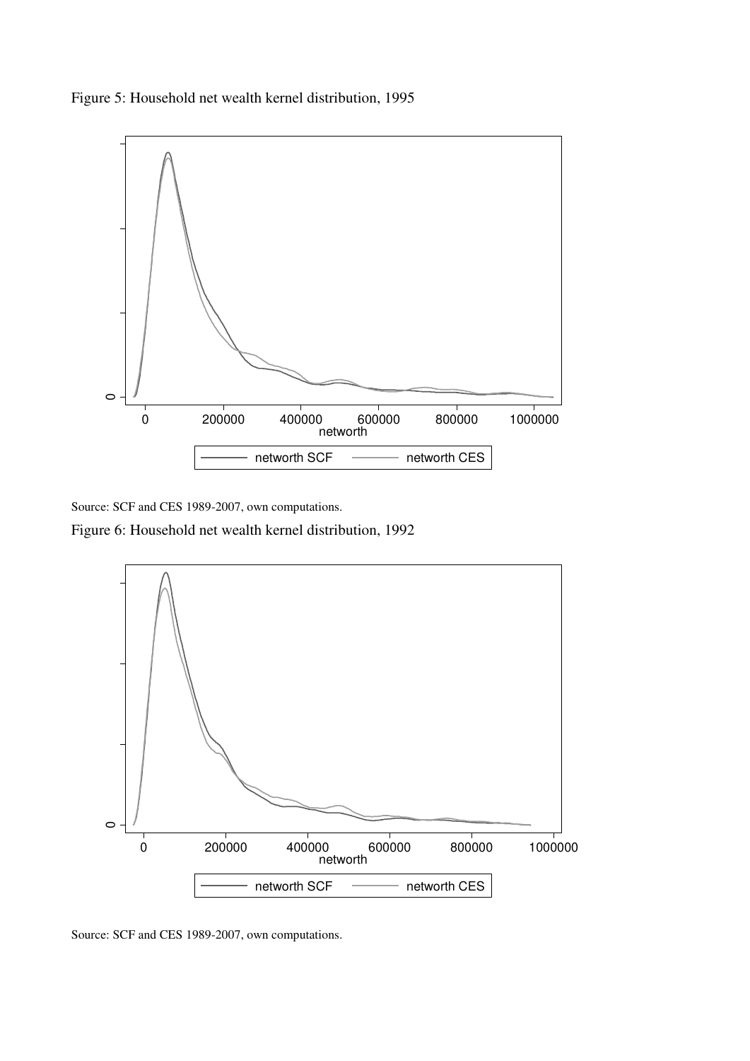Figure 5: Household net wealth kernel distribution, 1995

Source: SCF and CES 1989-2007, own computations.

Figure 6: Household net wealth kernel distribution, 1992

Source: SCF and CES 1989-2007, own computations.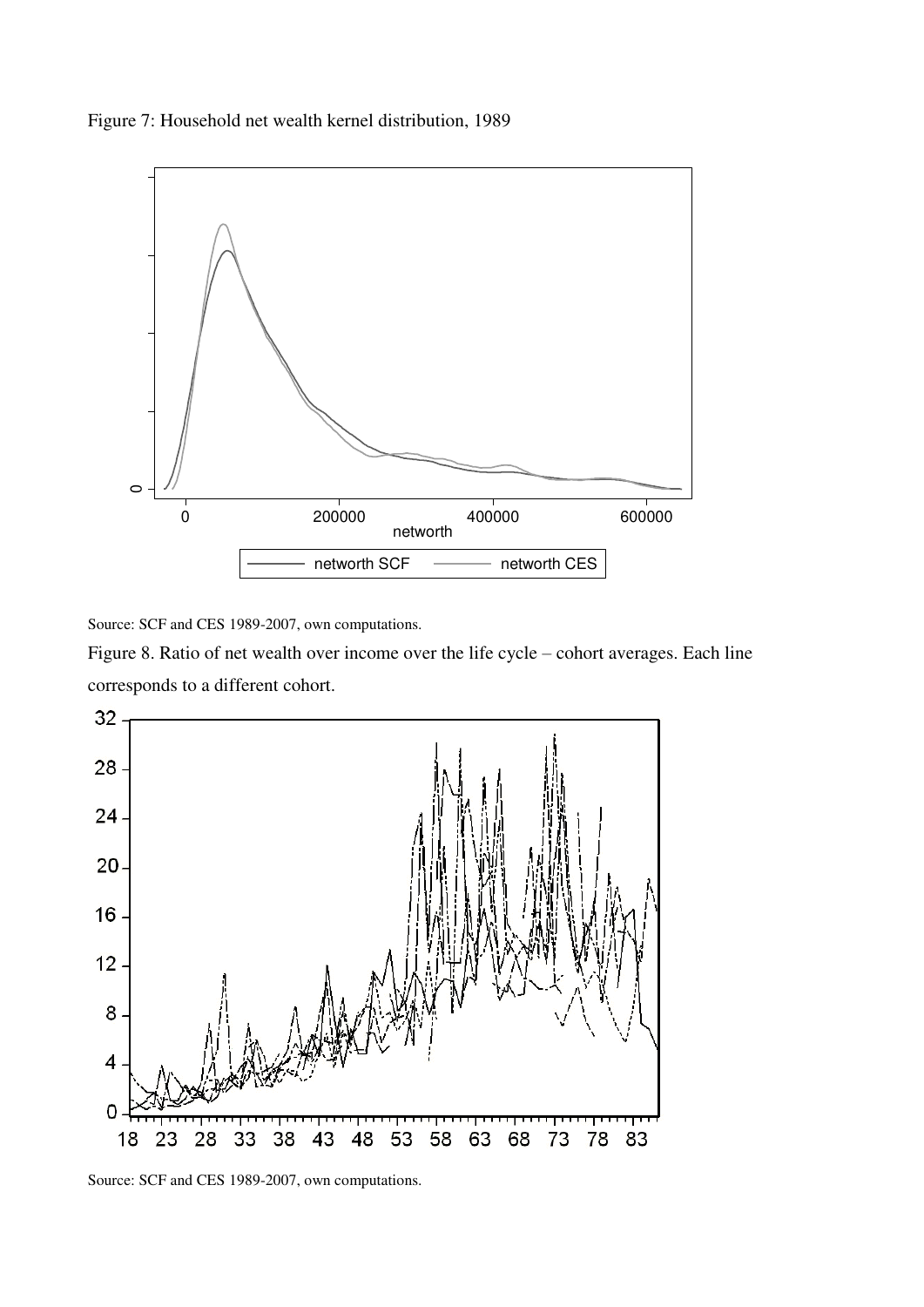Figure 7: Household net wealth kernel distribution, 1989

Source: SCF and CES 1989-2007, own computations.

Figure 8. Ratio of net wealth over income over the life cycle – cohort averages. Each line corresponds to a different cohort.

Source: SCF and CES 1989-2007, own computations.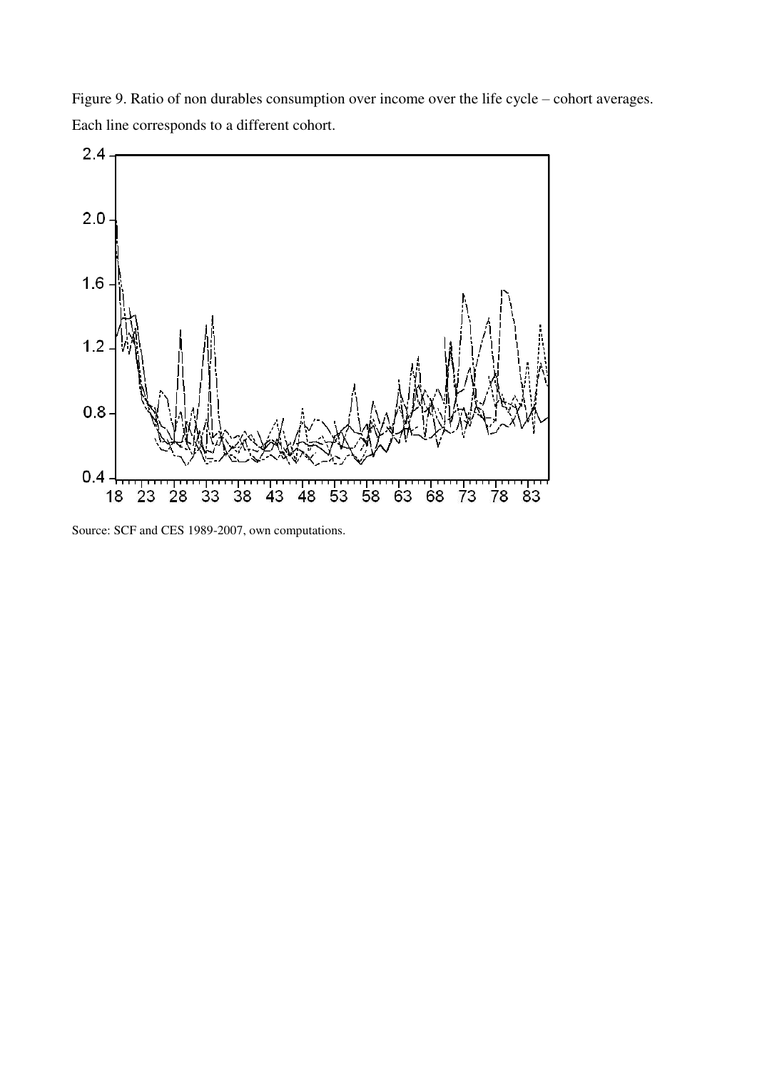Figure 9. Ratio of non durables consumption over income over the life cycle – cohort averages. Each line corresponds to a different cohort.

Source: SCF and CES 1989-2007, own computations.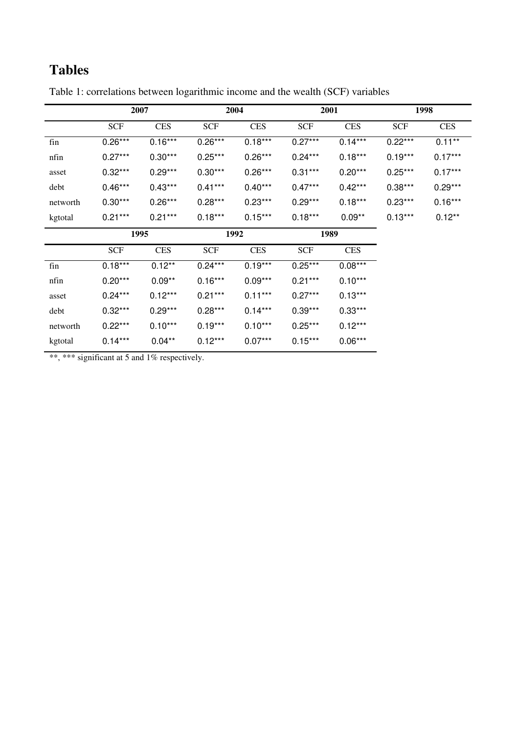# Tables

Table 1: correlations between logarithmic income and the wealth (SCF) variables

| | 2007 | | 2004 | | 2001 | | 1998 | |
|---|---|---|---|---|---|---|---|---|
| | SCF | CES | SCF | CES | SCF | CES | SCF | CES |
| fin | 0.26*** | 0.16*** | 0.26*** | 0.18*** | 0.27*** | 0.14*** | 0.22*** | 0.11** |
| nfin | 0.27*** | 0.30*** | 0.25*** | 0.26*** | 0.24*** | 0.18*** | 0.19*** | 0.17*** |
| asset | 0.32*** | 0.29*** | 0.30*** | 0.26*** | 0.31*** | 0.20*** | 0.25*** | 0.17*** |
| debt | 0.46*** | 0.43*** | 0.41*** | 0.40*** | 0.47*** | 0.42*** | 0.38*** | 0.29*** |
| networth | 0.30*** | 0.26*** | 0.28*** | 0.23*** | 0.29*** | 0.18*** | 0.23*** | 0.16*** |
| kgtotal | 0.21*** | 0.21*** | 0.18*** | 0.15*** | 0.18*** | 0.09** | 0.13*** | 0.12** |

| | 1995 | | 1992 | | 1989 | |
|---|---|---|---|---|---|---|
| | SCF | CES | SCF | CES | SCF | CES |
| fin | 0.18*** | 0.12** | 0.24*** | 0.19*** | 0.25*** | 0.08*** |
| nfin | 0.20*** | 0.09** | 0.16*** | 0.09*** | 0.21*** | 0.10*** |
| asset | 0.24*** | 0.12*** | 0.21*** | 0.11*** | 0.27*** | 0.13*** |
| debt | 0.32*** | 0.29*** | 0.28*** | 0.14*** | 0.39*** | 0.33*** |
| networth | 0.22*** | 0.10*** | 0.19*** | 0.10*** | 0.25*** | 0.12*** |
| kgtotal | 0.14*** | 0.04** | 0.12*** | 0.07*** | 0.15*** | 0.06*** |

**, *** significant at 5 and 1% respectively.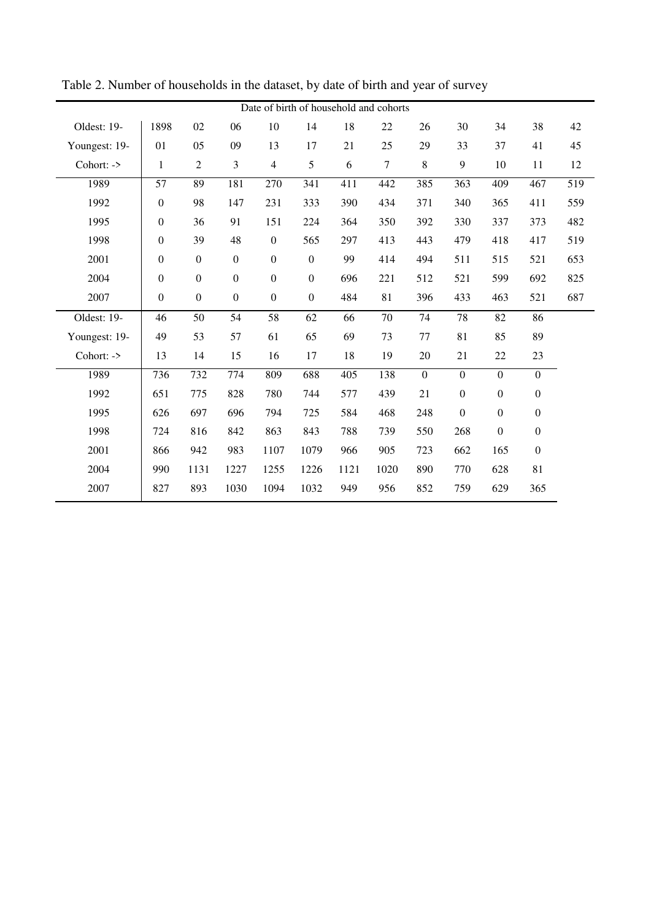Table 2. Number of households in the dataset, by date of birth and year of survey

| Date of birth of household and cohorts | | | | | | | | | | | | |
|---|---|---|---|---|---|---|---|---|---|---|---|---|
| Oldest: 19- | 1898 | 02 | 06 | 10 | 14 | 18 | 22 | 26 | 30 | 34 | 38 | 42 |
| Youngest: 19- | 01 | 05 | 09 | 13 | 17 | 21 | 25 | 29 | 33 | 37 | 41 | 45 |
| Cohort: -> | 1 | 2 | 3 | 4 | 5 | 6 | 7 | 8 | 9 | 10 | 11 | 12 |
| 1989 | 57 | 89 | 181 | 270 | 341 | 411 | 442 | 385 | 363 | 409 | 467 | 519 |
| 1992 | 0 | 98 | 147 | 231 | 333 | 390 | 434 | 371 | 340 | 365 | 411 | 559 |
| 1995 | 0 | 36 | 91 | 151 | 224 | 364 | 350 | 392 | 330 | 337 | 373 | 482 |
| 1998 | 0 | 39 | 48 | 0 | 565 | 297 | 413 | 443 | 479 | 418 | 417 | 519 |
| 2001 | 0 | 0 | 0 | 0 | 0 | 99 | 414 | 494 | 511 | 515 | 521 | 653 |
| 2004 | 0 | 0 | 0 | 0 | 0 | 696 | 221 | 512 | 521 | 599 | 692 | 825 |
| 2007 | 0 | 0 | 0 | 0 | 0 | 484 | 81 | 396 | 433 | 463 | 521 | 687 |
| Oldest: 19- | 46 | 50 | 54 | 58 | 62 | 66 | 70 | 74 | 78 | 82 | 86 | |
| Youngest: 19- | 49 | 53 | 57 | 61 | 65 | 69 | 73 | 77 | 81 | 85 | 89 | |
| Cohort: -> | 13 | 14 | 15 | 16 | 17 | 18 | 19 | 20 | 21 | 22 | 23 | |
| 1989 | 736 | 732 | 774 | 809 | 688 | 405 | 138 | 0 | 0 | 0 | 0 | |
| 1992 | 651 | 775 | 828 | 780 | 744 | 577 | 439 | 21 | 0 | 0 | 0 | |
| 1995 | 626 | 697 | 696 | 794 | 725 | 584 | 468 | 248 | 0 | 0 | 0 | |
| 1998 | 724 | 816 | 842 | 863 | 843 | 788 | 739 | 550 | 268 | 0 | 0 | |
| 2001 | 866 | 942 | 983 | 1107 | 1079 | 966 | 905 | 723 | 662 | 165 | 0 | |
| 2004 | 990 | 1131 | 1227 | 1255 | 1226 | 1121 | 1020 | 890 | 770 | 628 | 81 | |
| 2007 | 827 | 893 | 1030 | 1094 | 1032 | 949 | 956 | 852 | 759 | 629 | 365 | |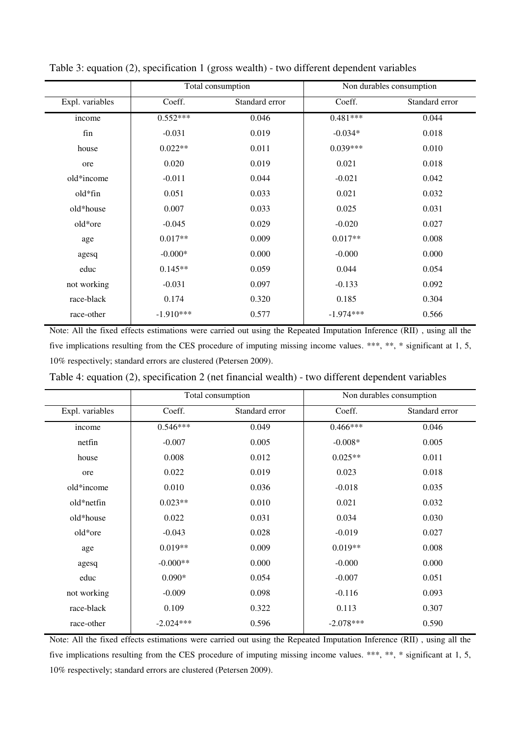Table 3: equation (2), specification 1 (gross wealth) - two different dependent variables

| | Total consumption | | Non durables consumption | |
|---|---|---|---|---|
| Expl. variables | Coeff. | Standard error | Coeff. | Standard error |
| income | 0.552*** | 0.046 | 0.481*** | 0.044 |
| fin | -0.031 | 0.019 | -0.034* | 0.018 |
| house | 0.022** | 0.011 | 0.039*** | 0.010 |
| ore | 0.020 | 0.019 | 0.021 | 0.018 |
| old*income | -0.011 | 0.044 | -0.021 | 0.042 |
| old*fin | 0.051 | 0.033 | 0.021 | 0.032 |
| old*house | 0.007 | 0.033 | 0.025 | 0.031 |
| old*ore | -0.045 | 0.029 | -0.020 | 0.027 |
| age | 0.017** | 0.009 | 0.017** | 0.008 |
| agesq | -0.000* | 0.000 | -0.000 | 0.000 |
| educ | 0.145** | 0.059 | 0.044 | 0.054 |
| not working | -0.031 | 0.097 | -0.133 | 0.092 |
| race-black | 0.174 | 0.320 | 0.185 | 0.304 |
| race-other | -1.910*** | 0.577 | -1.974*** | 0.566 |

Note: All the fixed effects estimations were carried out using the Repeated Imputation Inference (RII) , using all the five implications resulting from the CES procedure of imputing missing income values. ***, **, * significant at 1, 5, 10% respectively; standard errors are clustered (Petersen 2009).

Table 4: equation (2), specification 2 (net financial wealth) - two different dependent variables

| | Total consumption | | Non durables consumption | |
|---|---|---|---|---|
| Expl. variables | Coeff. | Standard error | Coeff. | Standard error |
| income | 0.546*** | 0.049 | 0.466*** | 0.046 |
| netfin | -0.007 | 0.005 | -0.008* | 0.005 |
| house | 0.008 | 0.012 | 0.025** | 0.011 |
| ore | 0.022 | 0.019 | 0.023 | 0.018 |
| old*income | 0.010 | 0.036 | -0.018 | 0.035 |
| old*netfin | 0.023** | 0.010 | 0.021 | 0.032 |
| old*house | 0.022 | 0.031 | 0.034 | 0.030 |
| old*ore | -0.043 | 0.028 | -0.019 | 0.027 |
| age | 0.019** | 0.009 | 0.019** | 0.008 |
| agesq | -0.000** | 0.000 | -0.000 | 0.000 |
| educ | 0.090* | 0.054 | -0.007 | 0.051 |
| not working | -0.009 | 0.098 | -0.116 | 0.093 |
| race-black | 0.109 | 0.322 | 0.113 | 0.307 |
| race-other | -2.024*** | 0.596 | -2.078*** | 0.590 |

Note: All the fixed effects estimations were carried out using the Repeated Imputation Inference (RII) , using all the five implications resulting from the CES procedure of imputing missing income values. ***, **, * significant at 1, 5, 10% respectively; standard errors are clustered (Petersen 2009).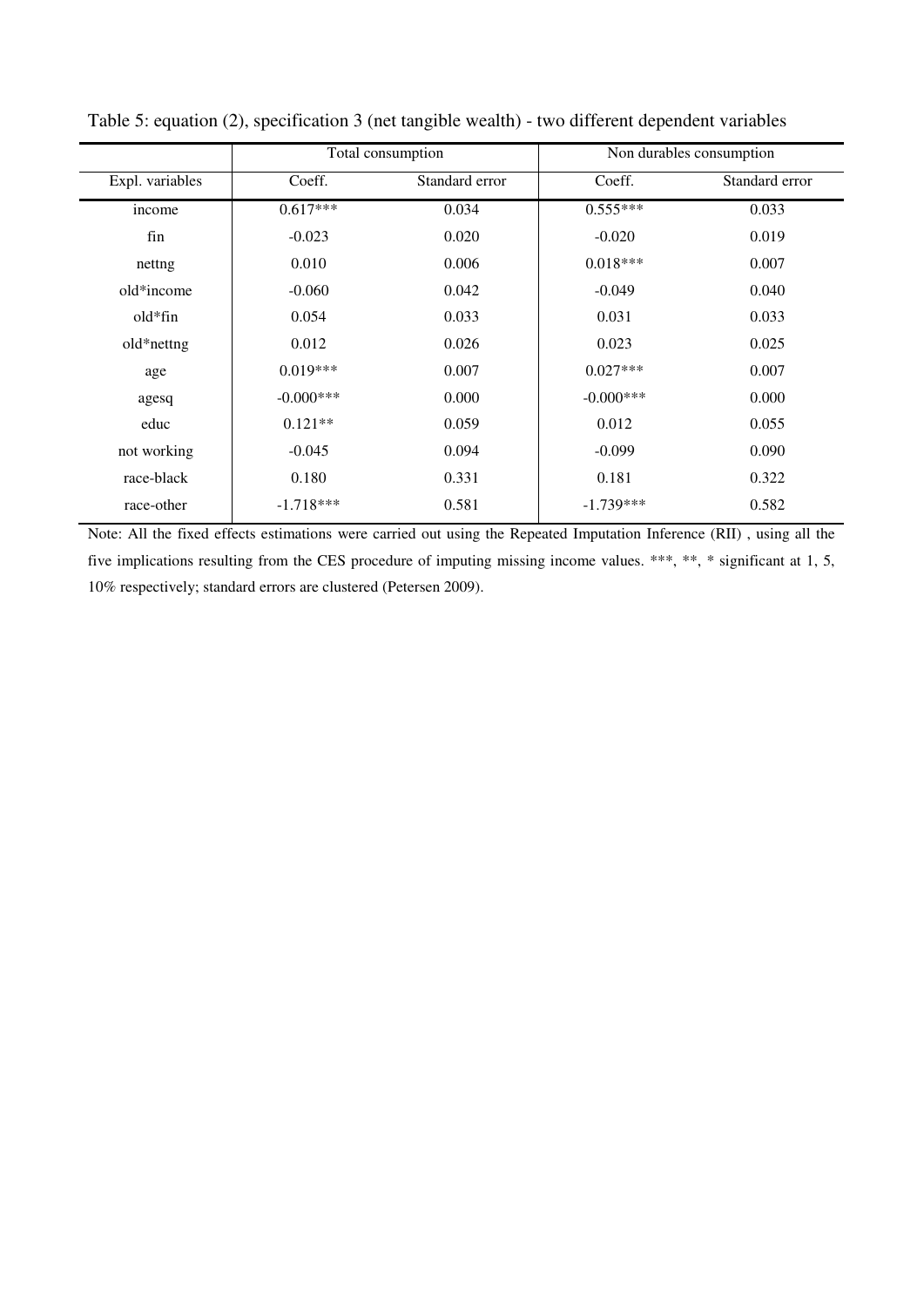Table 5: equation (2), specification 3 (net tangible wealth) - two different dependent variables

| | Total consumption | | Non durables consumption | |
|---|---|---|---|---|
| Expl. variables | Coeff. | Standard error | Coeff. | Standard error |
| income | 0.617*** | 0.034 | 0.555*** | 0.033 |
| fin | -0.023 | 0.020 | -0.020 | 0.019 |
| nettng | 0.010 | 0.006 | 0.018*** | 0.007 |
| old*income | -0.060 | 0.042 | -0.049 | 0.040 |
| old*fin | 0.054 | 0.033 | 0.031 | 0.033 |
| old*nettng | 0.012 | 0.026 | 0.023 | 0.025 |
| age | 0.019*** | 0.007 | 0.027*** | 0.007 |
| agesq | -0.000*** | 0.000 | -0.000*** | 0.000 |
| educ | 0.121** | 0.059 | 0.012 | 0.055 |
| not working | -0.045 | 0.094 | -0.099 | 0.090 |
| race-black | 0.180 | 0.331 | 0.181 | 0.322 |
| race-other | -1.718*** | 0.581 | -1.739*** | 0.582 |

Note: All the fixed effects estimations were carried out using the Repeated Imputation Inference (RII) , using all the five implications resulting from the CES procedure of imputing missing income values. ***, **, * significant at 1, 5, 10% respectively; standard errors are clustered (Petersen 2009).